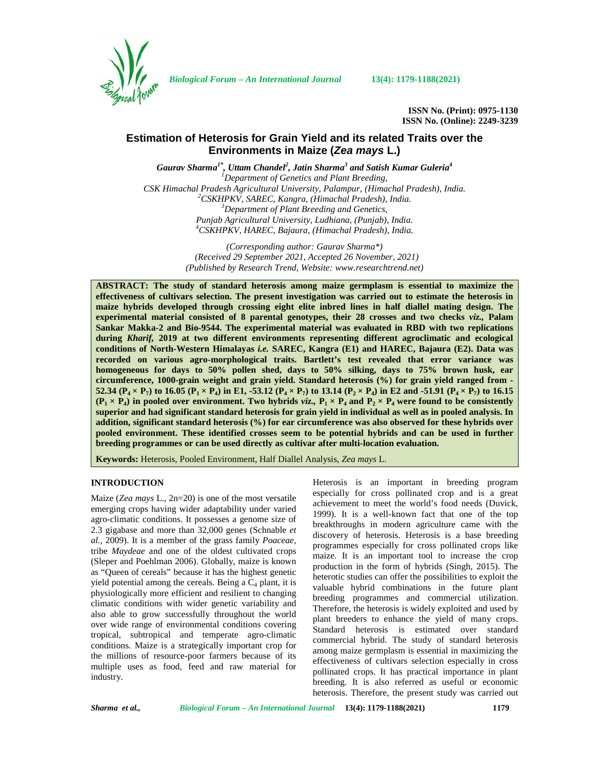ISSN No. (Print): 0975-1130
ISSN No. (Online): 2249-3239

# Estimation of Heterosis for Grain Yield and its related Traits over the Environments in Maize (*Zea mays* L.)

***Gaurav Sharma[1*], Uttam Chandel[2], Jatin Sharma[3] and Satish Kumar Guleria[4]***

*[1]Department of Genetics and Plant Breeding, CSK Himachal Pradesh Agricultural University, Palampur, (Himachal Pradesh), India.*
*[2]CSKHPKV, SAREC, Kangra, (Himachal Pradesh), India.*
*[3]Department of Plant Breeding and Genetics, Punjab Agricultural University, Ludhiana, (Punjab), India.*
*[4]CSKHPKV, HAREC, Bajaura, (Himachal Pradesh), India.*

*(Corresponding author: Gaurav Sharma\*)*
*(Received 29 September 2021, Accepted 26 November, 2021)*
*(Published by Research Trend, Website: www.researchtrend.net)*

**ABSTRACT: The study of standard heterosis among maize germplasm is essential to maximize the effectiveness of cultivars selection. The present investigation was carried out to estimate the heterosis in maize hybrids developed through crossing eight elite inbred lines in half diallel mating design. The experimental material consisted of 8 parental genotypes, their 28 crosses and two checks *viz.,* Palam Sankar Makka-2 and Bio-9544. The experimental material was evaluated in RBD with two replications during *Kharif*, 2019 at two different environments representing different agroclimatic and ecological conditions of North-Western Himalayas *i.e.* SAREC, Kangra (E1) and HAREC, Bajaura (E2). Data was recorded on various agro-morphological traits. Bartlett's test revealed that error variance was homogeneous for days to 50% pollen shed, days to 50% silking, days to 75% brown husk, ear circumference, 1000-grain weight and grain yield. Standard heterosis (%) for grain yield ranged from -52.34 ($P_4 \times P_7$) to 16.05 ($P_1 \times P_4$) in E1, -53.12 ($P_4 \times P_7$) to 13.14 ($P_2 \times P_4$) in E2 and -51.91 ($P_4 \times P_7$) to 16.15 ($P_1 \times P_4$) in pooled over environment. Two hybrids *viz.,* $P_1 \times P_4$ and $P_2 \times P_4$ were found to be consistently superior and had significant standard heterosis for grain yield in individual as well as in pooled analysis. In addition, significant standard heterosis (%) for ear circumference was also observed for these hybrids over pooled environment. These identified crosses seem to be potential hybrids and can be used in further breeding programmes or can be used directly as cultivar after multi-location evaluation.**

**Keywords:** Heterosis, Pooled Environment, Half Diallel Analysis, *Zea mays* L.

## INTRODUCTION

Maize (*Zea mays* L., 2n=20) is one of the most versatile emerging crops having wider adaptability under varied agro-climatic conditions. It possesses a genome size of 2.3 gigabase and more than 32,000 genes (Schnable *et al.,* 2009). It is a member of the grass family *Poaceae*, tribe *Maydeae* and one of the oldest cultivated crops (Sleper and Poehlman 2006). Globally, maize is known as "Queen of cereals" because it has the highest genetic yield potential among the cereals. Being a $C_4$ plant, it is physiologically more efficient and resilient to changing climatic conditions with wider genetic variability and also able to grow successfully throughout the world over wide range of environmental conditions covering tropical, subtropical and temperate agro-climatic conditions. Maize is a strategically important crop for the millions of resource-poor farmers because of its multiple uses as food, feed and raw material for industry.

Heterosis is an important in breeding program especially for cross pollinated crop and is a great achievement to meet the world's food needs (Duvick, 1999). It is a well-known fact that one of the top breakthroughs in modern agriculture came with the discovery of heterosis. Heterosis is a base breeding programmes especially for cross pollinated crops like maize. It is an important tool to increase the crop production in the form of hybrids (Singh, 2015). The heterotic studies can offer the possibilities to exploit the valuable hybrid combinations in the future plant breeding programmes and commercial utilization. Therefore, the heterosis is widely exploited and used by plant breeders to enhance the yield of many crops. Standard heterosis is estimated over standard commercial hybrid. The study of standard heterosis among maize germplasm is essential in maximizing the effectiveness of cultivars selection especially in cross pollinated crops. It has practical importance in plant breeding. It is also referred as useful or economic heterosis. Therefore, the present study was carried out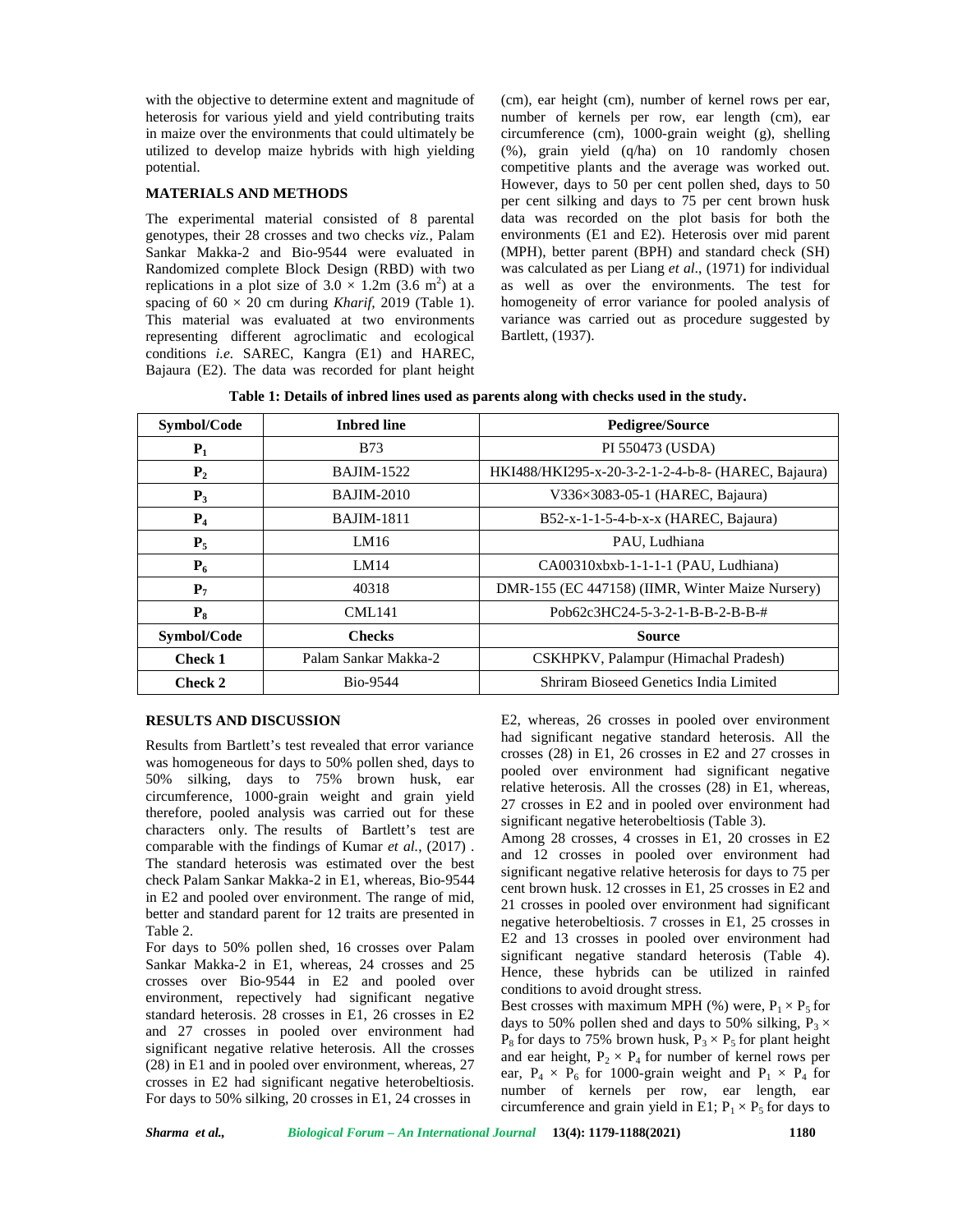with the objective to determine extent and magnitude of heterosis for various yield and yield contributing traits in maize over the environments that could ultimately be utilized to develop maize hybrids with high yielding potential.

## MATERIALS AND METHODS

The experimental material consisted of 8 parental genotypes, their 28 crosses and two checks *viz.,* Palam Sankar Makka-2 and Bio-9544 were evaluated in Randomized complete Block Design (RBD) with two replications in a plot size of $3.0 \times 1.2$m ($3.6$ $m^2$) at a spacing of $60 \times 20$ cm during *Kharif*, 2019 (Table 1). This material was evaluated at two environments representing different agroclimatic and ecological conditions *i.e.* SAREC, Kangra (E1) and HAREC, Bajaura (E2). The data was recorded for plant height (cm), ear height (cm), number of kernel rows per ear, number of kernels per row, ear length (cm), ear circumference (cm), 1000-grain weight (g), shelling (%), grain yield (q/ha) on 10 randomly chosen competitive plants and the average was worked out. However, days to 50 per cent pollen shed, days to 50 per cent silking and days to 75 per cent brown husk data was recorded on the plot basis for both the environments (E1 and E2). Heterosis over mid parent (MPH), better parent (BPH) and standard check (SH) was calculated as per Liang *et al*., (1971) for individual as well as over the environments. The test for homogeneity of error variance for pooled analysis of variance was carried out as procedure suggested by Bartlett, (1937).

**Table 1: Details of inbred lines used as parents along with checks used in the study.**

| Symbol/Code | Inbred line | Pedigree/Source |
|---|---|---|
| $P_1$ | B73 | PI 550473 (USDA) |
| $P_2$ | BAJIM-1522 | HKI488/HKI295-x-20-3-2-1-2-4-b-8- (HAREC, Bajaura) |
| $P_3$ | BAJIM-2010 | V336×3083-05-1 (HAREC, Bajaura) |
| $P_4$ | BAJIM-1811 | B52-x-1-1-5-4-b-x-x (HAREC, Bajaura) |
| $P_5$ | LM16 | PAU, Ludhiana |
| $P_6$ | LM14 | CA00310xbxb-1-1-1-1 (PAU, Ludhiana) |
| $P_7$ | 40318 | DMR-155 (EC 447158) (IIMR, Winter Maize Nursery) |
| $P_8$ | CML141 | Pob62c3HC24-5-3-2-1-B-B-2-B-B-# |
| **Symbol/Code** | **Checks** | **Source** |
| **Check 1** | Palam Sankar Makka-2 | CSKHPKV, Palampur (Himachal Pradesh) |
| **Check 2** | Bio-9544 | Shriram Bioseed Genetics India Limited |

## RESULTS AND DISCUSSION

Results from Bartlett's test revealed that error variance was homogeneous for days to 50% pollen shed, days to 50% silking, days to 75% brown husk, ear circumference, 1000-grain weight and grain yield therefore, pooled analysis was carried out for these characters only. The results of Bartlett's test are comparable with the findings of Kumar *et al.*, (2017) . The standard heterosis was estimated over the best check Palam Sankar Makka-2 in E1, whereas, Bio-9544 in E2 and pooled over environment. The range of mid, better and standard parent for 12 traits are presented in Table 2.

For days to 50% pollen shed, 16 crosses over Palam Sankar Makka-2 in E1, whereas, 24 crosses and 25 crosses over Bio-9544 in E2 and pooled over environment, repectively had significant negative standard heterosis. 28 crosses in E1, 26 crosses in E2 and 27 crosses in pooled over environment had significant negative relative heterosis. All the crosses (28) in E1 and in pooled over environment, whereas, 27 crosses in E2 had significant negative heterobeltiosis. For days to 50% silking, 20 crosses in E1, 24 crosses in E2, whereas, 26 crosses in pooled over environment had significant negative standard heterosis. All the crosses (28) in E1, 26 crosses in E2 and 27 crosses in pooled over environment had significant negative relative heterosis. All the crosses (28) in E1, whereas, 27 crosses in E2 and in pooled over environment had significant negative heterobeltiosis (Table 3).

Among 28 crosses, 4 crosses in E1, 20 crosses in E2 and 12 crosses in pooled over environment had significant negative relative heterosis for days to 75 per cent brown husk. 12 crosses in E1, 25 crosses in E2 and 21 crosses in pooled over environment had significant negative heterobeltiosis. 7 crosses in E1, 25 crosses in E2 and 13 crosses in pooled over environment had significant negative standard heterosis (Table 4). Hence, these hybrids can be utilized in rainfed conditions to avoid drought stress.

Best crosses with maximum MPH (%) were, $P_1 \times P_5$ for days to 50% pollen shed and days to 50% silking, $P_3 \times P_8$ for days to 75% brown husk, $P_3 \times P_5$ for plant height and ear height, $P_2 \times P_4$ for number of kernel rows per ear, $P_4 \times P_6$ for 1000-grain weight and $P_1 \times P_4$ for number of kernels per row, ear length, ear circumference and grain yield in E1; $P_1 \times P_5$ for days to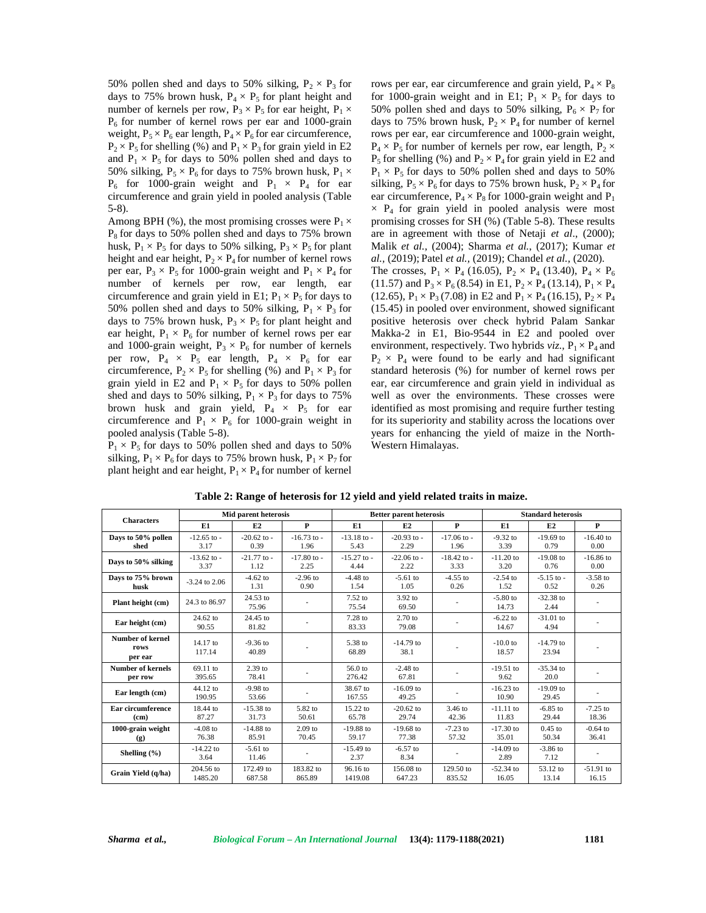50% pollen shed and days to 50% silking, $P_2 \times P_3$ for days to 75% brown husk, $P_4 \times P_5$ for plant height and number of kernels per row, $P_3 \times P_5$ for ear height, $P_1 \times P_6$ for number of kernel rows per ear and 1000-grain weight, $P_5 \times P_6$ ear length, $P_4 \times P_6$ for ear circumference, $P_2 \times P_5$ for shelling (%) and $P_1 \times P_3$ for grain yield in E2 and $P_1 \times P_5$ for days to 50% pollen shed and days to 50% silking, $P_5 \times P_6$ for days to 75% brown husk, $P_1 \times P_6$ for 1000-grain weight and $P_1 \times P_4$ for ear circumference and grain yield in pooled analysis (Table 5-8).

Among BPH (%), the most promising crosses were $P_1 \times P_8$ for days to 50% pollen shed and days to 75% brown husk, $P_1 \times P_5$ for days to 50% silking, $P_3 \times P_5$ for plant height and ear height, $P_2 \times P_4$ for number of kernel rows per ear, $P_3 \times P_5$ for 1000-grain weight and $P_1 \times P_4$ for number of kernels per row, ear length, ear circumference and grain yield in E1; $P_1 \times P_5$ for days to 50% pollen shed and days to 50% silking, $P_1 \times P_3$ for days to 75% brown husk, $P_3 \times P_5$ for plant height and ear height, $P_1 \times P_6$ for number of kernel rows per ear and 1000-grain weight, $P_3 \times P_6$ for number of kernels per row, $P_4 \times P_5$ ear length, $P_4 \times P_6$ for ear circumference, $P_2 \times P_5$ for shelling (%) and $P_1 \times P_3$ for grain yield in E2 and $P_1 \times P_5$ for days to 50% pollen shed and days to 50% silking, $P_1 \times P_3$ for days to 75% brown husk and grain yield, $P_4 \times P_5$ for ear circumference and $P_1 \times P_6$ for 1000-grain weight in pooled analysis (Table 5-8).

$P_1 \times P_5$ for days to 50% pollen shed and days to 50% silking, $P_1 \times P_6$ for days to 75% brown husk, $P_1 \times P_7$ for plant height and ear height, $P_1 \times P_4$ for number of kernel rows per ear, ear circumference and grain yield, $P_4 \times P_8$ for 1000-grain weight and in E1; $P_1 \times P_5$ for days to 50% pollen shed and days to 50% silking, $P_6 \times P_7$ for days to 75% brown husk, $P_2 \times P_4$ for number of kernel rows per ear, ear circumference and 1000-grain weight, $P_4 \times P_5$ for number of kernels per row, ear length, $P_2 \times P_5$ for shelling (%) and $P_2 \times P_4$ for grain yield in E2 and $P_1 \times P_5$ for days to 50% pollen shed and days to 50% silking, $P_5 \times P_6$ for days to 75% brown husk, $P_2 \times P_4$ for ear circumference, $P_4 \times P_8$ for 1000-grain weight and $P_1 \times P_4$ for grain yield in pooled analysis were most promising crosses for SH (%) (Table 5-8). These results are in agreement with those of Netaji *et al*., (2000); Malik *et al.*, (2004); Sharma *et al.*, (2017); Kumar *et al.*, (2019); Patel *et al.*, (2019); Chandel *et al.*, (2020).

The crosses, $P_1 \times P_4$ (16.05), $P_2 \times P_4$ (13.40), $P_4 \times P_6$ (11.57) and $P_3 \times P_6$ (8.54) in E1, $P_2 \times P_4$ (13.14), $P_1 \times P_4$ (12.65), $P_1 \times P_3$ (7.08) in E2 and $P_1 \times P_4$ (16.15), $P_2 \times P_4$ (15.45) in pooled over environment, showed significant positive heterosis over check hybrid Palam Sankar Makka-2 in E1, Bio-9544 in E2 and pooled over environment, respectively. Two hybrids *viz.*, $P_1 \times P_4$ and $P_2 \times P_4$ were found to be early and had significant standard heterosis (%) for number of kernel rows per ear, ear circumference and grain yield in individual as well as over the environments. These crosses were identified as most promising and require further testing for its superiority and stability across the locations over years for enhancing the yield of maize in the North-Western Himalayas.

**Table 2: Range of heterosis for 12 yield and yield related traits in maize.**

| Characters | Mid parent heterosis | | | Better parent heterosis | | | Standard heterosis | | |
|---|---|---|---|---|---|---|---|---|---|
| | E1 | E2 | P | E1 | E2 | P | E1 | E2 | P |
| Days to 50% pollen shed | -12.65 to -3.17 | -20.62 to -0.39 | -16.73 to -1.96 | -13.18 to -5.43 | -20.93 to -2.29 | -17.06 to -1.96 | -9.32 to 3.39 | -19.69 to 0.79 | -16.40 to 0.00 |
| Days to 50% silking | -13.62 to -3.37 | -21.77 to -1.12 | -17.80 to -2.25 | -15.27 to -4.44 | -22.06 to -2.22 | -18.42 to -3.33 | -11.20 to 3.20 | -19.08 to 0.76 | -16.86 to 0.00 |
| Days to 75% brown husk | -3.24 to 2.06 | -4.62 to 1.31 | -2.96 to 0.90 | -4.48 to 1.54 | -5.61 to 1.05 | -4.55 to 0.26 | -2.54 to 1.52 | -5.15 to -0.52 | -3.58 to 0.26 |
| Plant height (cm) | 24.3 to 86.97 | 24.53 to 75.96 | - | 7.52 to 75.54 | 3.92 to 69.50 | - | -5.80 to 14.73 | -32.38 to 2.44 | - |
| Ear height (cm) | 24.62 to 90.55 | 24.45 to 81.82 | - | 7.28 to 83.33 | 2.70 to 79.08 | - | -6.22 to 14.67 | -31.01 to 4.94 | - |
| Number of kernel rows per ear | 14.17 to 117.14 | -9.36 to 40.89 | - | 5.38 to 68.89 | -14.79 to 38.1 | - | -10.0 to 18.57 | -14.79 to 23.94 | - |
| Number of kernels per row | 69.11 to 395.65 | 2.39 to 78.41 | - | 56.0 to 276.42 | -2.48 to 67.81 | - | -19.51 to 9.62 | -35.34 to 20.0 | - |
| Ear length (cm) | 44.12 to 190.95 | -9.98 to 53.66 | - | 38.67 to 167.55 | -16.09 to 49.25 | - | -16.23 to 10.90 | -19.09 to 29.45 | - |
| Ear circumference (cm) | 18.44 to 87.27 | -15.38 to 31.73 | 5.82 to 50.61 | 15.22 to 65.78 | -20.62 to 29.74 | 3.46 to 42.36 | -11.11 to 11.83 | -6.85 to 29.44 | -7.25 to 18.36 |
| 1000-grain weight (g) | -4.08 to 76.38 | -14.88 to 85.91 | 2.09 to 70.45 | -19.88 to 59.17 | -19.68 to 77.38 | -7.23 to 57.32 | -17.30 to 35.01 | 0.45 to 50.34 | -0.64 to 36.41 |
| Shelling (%) | -14.22 to 3.64 | -5.61 to 11.46 | - | -15.49 to 2.37 | -6.57 to 8.34 | - | -14.09 to 2.89 | -3.86 to 7.12 | - |
| Grain Yield (q/ha) | 204.56 to 1485.20 | 172.49 to 687.58 | 183.82 to 865.89 | 96.16 to 1419.08 | 156.08 to 647.23 | 129.50 to 835.52 | -52.34 to 16.05 | 53.12 to 13.14 | -51.91 to 16.15 |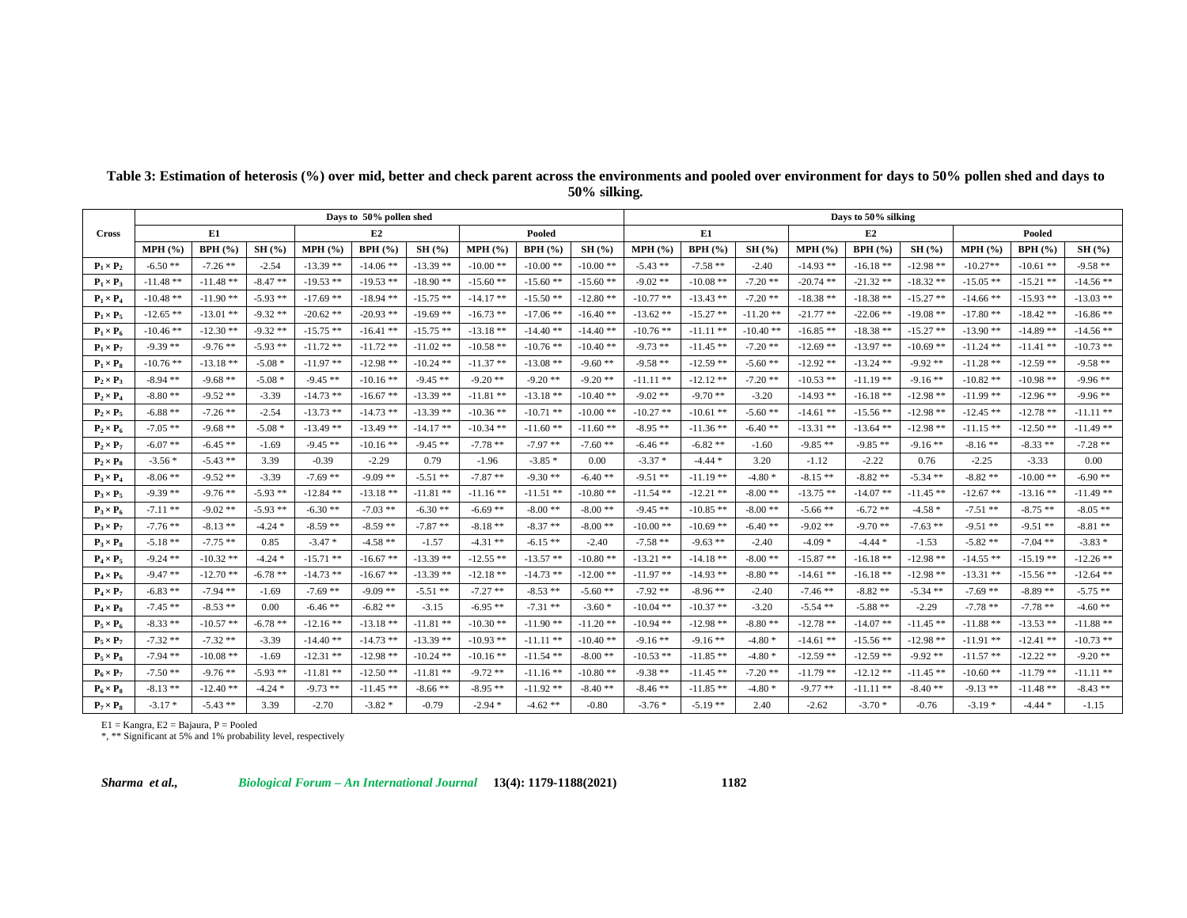**Table 3: Estimation of heterosis (%) over mid, better and check parent across the environments and pooled over environment for days to 50% pollen shed and days to 50% silking.**

| Cross | Days to 50% pollen shed | | | | | | | | | Days to 50% silking | | | | | | | | |
|---|---|---|---|---|---|---|---|---|---|---|---|---|---|---|---|---|---|---|
| | E1 | | | E2 | | | Pooled | | | E1 | | | E2 | | | Pooled | | |
| | MPH (%) | BPH (%) | SH (%) | MPH (%) | BPH (%) | SH (%) | MPH (%) | BPH (%) | SH (%) | MPH (%) | BPH (%) | SH (%) | MPH (%) | BPH (%) | SH (%) | MPH (%) | BPH (%) | SH (%) |
| $P_1 \times P_2$ | -6.50 ** | -7.26 ** | -2.54 | -13.39 ** | -14.06 ** | -13.39 ** | -10.00 ** | -10.00 ** | -10.00 ** | -5.43 ** | -7.58 ** | -2.40 | -14.93 ** | -16.18 ** | -12.98 ** | -10.27** | -10.61 ** | -9.58 ** |
| $P_1 \times P_3$ | -11.48 ** | -11.48 ** | -8.47 ** | -19.53 ** | -19.53 ** | -18.90 ** | -15.60 ** | -15.60 ** | -15.60 ** | -9.02 ** | -10.08 ** | -7.20 ** | -20.74 ** | -21.32 ** | -18.32 ** | -15.05 ** | -15.21 ** | -14.56 ** |
| $P_1 \times P_4$ | -10.48 ** | -11.90 ** | -5.93 ** | -17.69 ** | -18.94 ** | -15.75 ** | -14.17 ** | -15.50 ** | -12.80 ** | -10.77 ** | -13.43 ** | -7.20 ** | -18.38 ** | -18.38 ** | -15.27 ** | -14.66 ** | -15.93 ** | -13.03 ** |
| $P_1 \times P_5$ | -12.65 ** | -13.01 ** | -9.32 ** | -20.62 ** | -20.93 ** | -19.69 ** | -16.73 ** | -17.06 ** | -16.40 ** | -13.62 ** | -15.27 ** | -11.20 ** | -21.77 ** | -22.06 ** | -19.08 ** | -17.80 ** | -18.42 ** | -16.86 ** |
| $P_1 \times P_6$ | -10.46 ** | -12.30 ** | -9.32 ** | -15.75 ** | -16.41 ** | -15.75 ** | -13.18 ** | -14.40 ** | -14.40 ** | -10.76 ** | -11.11 ** | -10.40 ** | -16.85 ** | -18.38 ** | -15.27 ** | -13.90 ** | -14.89 ** | -14.56 ** |
| $P_1 \times P_7$ | -9.39 ** | -9.76 ** | -5.93 ** | -11.72 ** | -11.72 ** | -11.02 ** | -10.58 ** | -10.76 ** | -10.40 ** | -9.73 ** | -11.45 ** | -7.20 ** | -12.69 ** | -13.97 ** | -10.69 ** | -11.24 ** | -11.41 ** | -10.73 ** |
| $P_1 \times P_8$ | -10.76 ** | -13.18 ** | -5.08 * | -11.97 ** | -12.98 ** | -10.24 ** | -11.37 ** | -13.08 ** | -9.60 ** | -9.58 ** | -12.59 ** | -5.60 ** | -12.92 ** | -13.24 ** | -9.92 ** | -11.28 ** | -12.59 ** | -9.58 ** |
| $P_2 \times P_3$ | -8.94 ** | -9.68 ** | -5.08 * | -9.45 ** | -10.16 ** | -9.45 ** | -9.20 ** | -9.20 ** | -9.20 ** | -11.11 ** | -12.12 ** | -7.20 ** | -10.53 ** | -11.19 ** | -9.16 ** | -10.82 ** | -10.98 ** | -9.96 ** |
| $P_2 \times P_4$ | -8.80 ** | -9.52 ** | -3.39 | -14.73 ** | -16.67 ** | -13.39 ** | -11.81 ** | -13.18 ** | -10.40 ** | -9.02 ** | -9.70 ** | -3.20 | -14.93 ** | -16.18 ** | -12.98 ** | -11.99 ** | -12.96 ** | -9.96 ** |
| $P_2 \times P_5$ | -6.88 ** | -7.26 ** | -2.54 | -13.73 ** | -14.73 ** | -13.39 ** | -10.36 ** | -10.71 ** | -10.00 ** | -10.27 ** | -10.61 ** | -5.60 ** | -14.61 ** | -15.56 ** | -12.98 ** | -12.45 ** | -12.78 ** | -11.11 ** |
| $P_2 \times P_6$ | -7.05 ** | -9.68 ** | -5.08 * | -13.49 ** | -13.49 ** | -14.17 ** | -10.34 ** | -11.60 ** | -11.60 ** | -8.95 ** | -11.36 ** | -6.40 ** | -13.31 ** | -13.64 ** | -12.98 ** | -11.15 ** | -12.50 ** | -11.49 ** |
| $P_2 \times P_7$ | -6.07 ** | -6.45 ** | -1.69 | -9.45 ** | -10.16 ** | -9.45 ** | -7.78 ** | -7.97 ** | -7.60 ** | -6.46 ** | -6.82 ** | -1.60 | -9.85 ** | -9.85 ** | -9.16 ** | -8.16 ** | -8.33 ** | -7.28 ** |
| $P_2 \times P_8$ | -3.56 * | -5.43 ** | 3.39 | -0.39 | -2.29 | 0.79 | -1.96 | -3.85 * | 0.00 | -3.37 * | -4.44 * | 3.20 | -1.12 | -2.22 | 0.76 | -2.25 | -3.33 | 0.00 |
| $P_3 \times P_4$ | -8.06 ** | -9.52 ** | -3.39 | -7.69 ** | -9.09 ** | -5.51 ** | -7.87 ** | -9.30 ** | -6.40 ** | -9.51 ** | -11.19 ** | -4.80 * | -8.15 ** | -8.82 ** | -5.34 ** | -8.82 ** | -10.00 ** | -6.90 ** |
| $P_3 \times P_5$ | -9.39 ** | -9.76 ** | -5.93 ** | -12.84 ** | -13.18 ** | -11.81 ** | -11.16 ** | -11.51 ** | -10.80 ** | -11.54 ** | -12.21 ** | -8.00 ** | -13.75 ** | -14.07 ** | -11.45 ** | -12.67 ** | -13.16 ** | -11.49 ** |
| $P_3 \times P_6$ | -7.11 ** | -9.02 ** | -5.93 ** | -6.30 ** | -7.03 ** | -6.30 ** | -6.69 ** | -8.00 ** | -8.00 ** | -9.45 ** | -10.85 ** | -8.00 ** | -5.66 ** | -6.72 ** | -4.58 * | -7.51 ** | -8.75 ** | -8.05 ** |
| $P_3 \times P_7$ | -7.76 ** | -8.13 ** | -4.24 * | -8.59 ** | -8.59 ** | -7.87 ** | -8.18 ** | -8.37 ** | -8.00 ** | -10.00 ** | -10.69 ** | -6.40 ** | -9.02 ** | -9.70 ** | -7.63 ** | -9.51 ** | -9.51 ** | -8.81 ** |
| $P_3 \times P_8$ | -5.18 ** | -7.75 ** | 0.85 | -3.47 * | -4.58 ** | -1.57 | -4.31 ** | -6.15 ** | -2.40 | -7.58 ** | -9.63 ** | -2.40 | -4.09 * | -4.44 * | -1.53 | -5.82 ** | -7.04 ** | -3.83 * |
| $P_4 \times P_5$ | -9.24 ** | -10.32 ** | -4.24 * | -15.71 ** | -16.67 ** | -13.39 ** | -12.55 ** | -13.57 ** | -10.80 ** | -13.21 ** | -14.18 ** | -8.00 ** | -15.87 ** | -16.18 ** | -12.98 ** | -14.55 ** | -15.19 ** | -12.26 ** |
| $P_4 \times P_6$ | -9.47 ** | -12.70 ** | -6.78 ** | -14.73 ** | -16.67 ** | -13.39 ** | -12.18 ** | -14.73 ** | -12.00 ** | -11.97 ** | -14.93 ** | -8.80 ** | -14.61 ** | -16.18 ** | -12.98 ** | -13.31 ** | -15.56 ** | -12.64 ** |
| $P_4 \times P_7$ | -6.83 ** | -7.94 ** | -1.69 | -7.69 ** | -9.09 ** | -5.51 ** | -7.27 ** | -8.53 ** | -5.60 ** | -7.92 ** | -8.96 ** | -2.40 | -7.46 ** | -8.82 ** | -5.34 ** | -7.69 ** | -8.89 ** | -5.75 ** |
| $P_4 \times P_8$ | -7.45 ** | -8.53 ** | 0.00 | -6.46 ** | -6.82 ** | -3.15 | -6.95 ** | -7.31 ** | -3.60 * | -10.04 ** | -10.37 ** | -3.20 | -5.54 ** | -5.88 ** | -2.29 | -7.78 ** | -7.78 ** | -4.60 ** |
| $P_5 \times P_6$ | -8.33 ** | -10.57 ** | -6.78 ** | -12.16 ** | -13.18 ** | -11.81 ** | -10.30 ** | -11.90 ** | -11.20 ** | -10.94 ** | -12.98 ** | -8.80 ** | -12.78 ** | -14.07 ** | -11.45 ** | -11.88 ** | -13.53 ** | -11.88 ** |
| $P_5 \times P_7$ | -7.32 ** | -7.32 ** | -3.39 | -14.40 ** | -14.73 ** | -13.39 ** | -10.93 ** | -11.11 ** | -10.40 ** | -9.16 ** | -9.16 ** | -4.80 * | -14.61 ** | -15.56 ** | -12.98 ** | -11.91 ** | -12.41 ** | -10.73 ** |
| $P_5 \times P_8$ | -7.94 ** | -10.08 ** | -1.69 | -12.31 ** | -12.98 ** | -10.24 ** | -10.16 ** | -11.54 ** | -8.00 ** | -10.53 ** | -11.85 ** | -4.80 * | -12.59 ** | -12.59 ** | -9.92 ** | -11.57 ** | -12.22 ** | -9.20 ** |
| $P_6 \times P_7$ | -7.50 ** | -9.76 ** | -5.93 ** | -11.81 ** | -12.50 ** | -11.81 ** | -9.72 ** | -11.16 ** | -10.80 ** | -9.38 ** | -11.45 ** | -7.20 ** | -11.79 ** | -12.12 ** | -11.45 ** | -10.60 ** | -11.79 ** | -11.11 ** |
| $P_6 \times P_8$ | -8.13 ** | -12.40 ** | -4.24 * | -9.73 ** | -11.45 ** | -8.66 ** | -8.95 ** | -11.92 ** | -8.40 ** | -8.46 ** | -11.85 ** | -4.80 * | -9.77 ** | -11.11 ** | -8.40 ** | -9.13 ** | -11.48 ** | -8.43 ** |
| $P_7 \times P_8$ | -3.17 * | -5.43 ** | 3.39 | -2.70 | -3.82 * | -0.79 | -2.94 * | -4.62 ** | -0.80 | -3.76 * | -5.19 ** | 2.40 | -2.62 | -3.70 * | -0.76 | -3.19 * | -4.44 * | -1.15 |

E1 = Kangra, E2 = Bajaura, P = Pooled

*, ** Significant at 5% and 1% probability level, respectively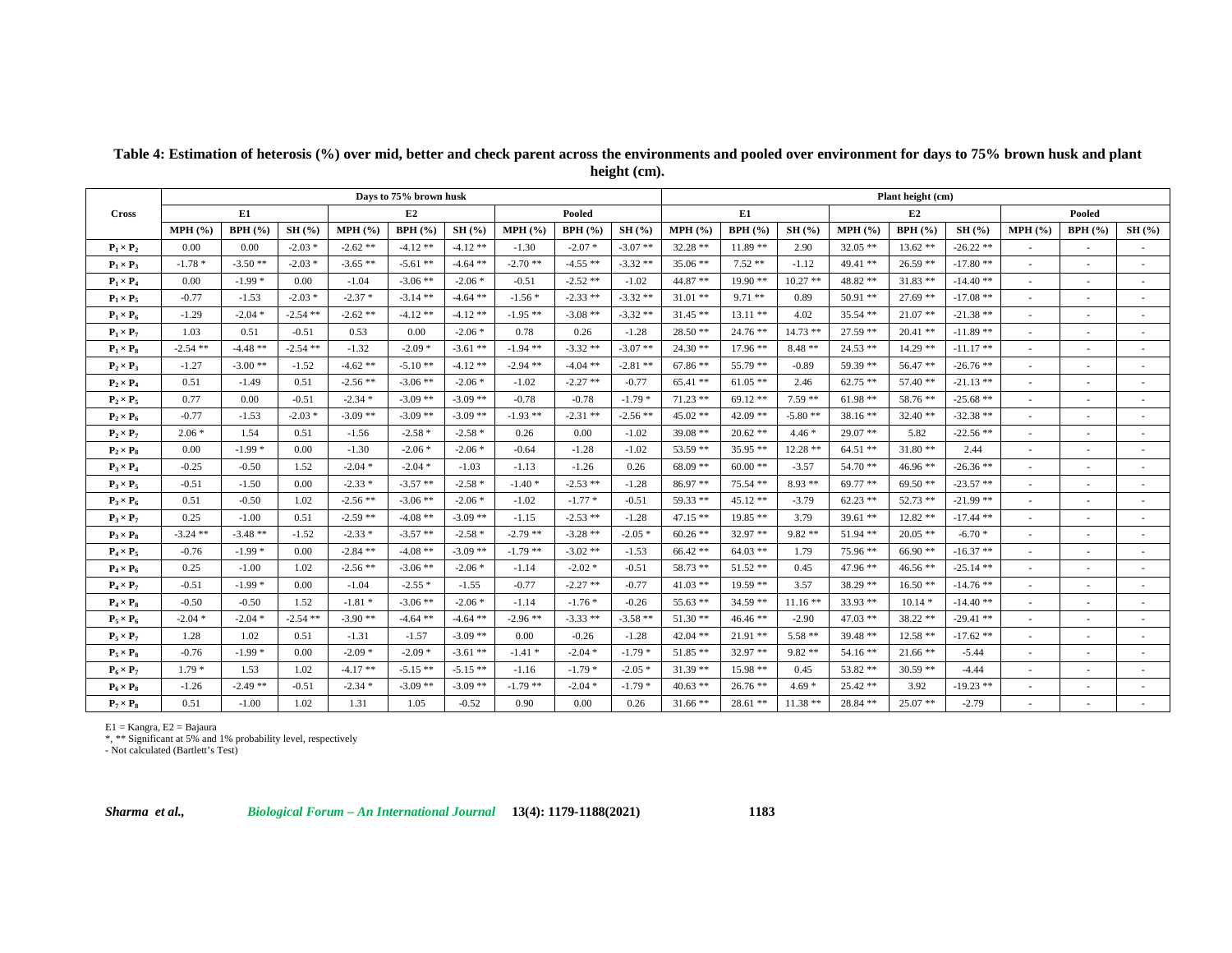**Table 4: Estimation of heterosis (%) over mid, better and check parent across the environments and pooled over environment for days to 75% brown husk and plant height (cm).**

| Cross | Days to 75% brown husk | | | | | | | | | Plant height (cm) | | | | | | | | |
|---|---|---|---|---|---|---|---|---|---|---|---|---|---|---|---|---|---|---|
| | E1 | | | E2 | | | Pooled | | | E1 | | | E2 | | | Pooled | | |
| | MPH (%) | BPH (%) | SH (%) | MPH (%) | BPH (%) | SH (%) | MPH (%) | BPH (%) | SH (%) | MPH (%) | BPH (%) | SH (%) | MPH (%) | BPH (%) | SH (%) | MPH (%) | BPH (%) | SH (%) |
| $P_1 \times P_2$ | 0.00 | 0.00 | -2.03 * | -2.62 ** | -4.12 ** | -4.12 ** | -1.30 | -2.07 * | -3.07 ** | 32.28 ** | 11.89 ** | 2.90 | 32.05 ** | 13.62 ** | -26.22 ** | - | - | - |
| $P_1 \times P_3$ | -1.78 * | -3.50 ** | -2.03 * | -3.65 ** | -5.61 ** | -4.64 ** | -2.70 ** | -4.55 ** | -3.32 ** | 35.06 ** | 7.52 ** | -1.12 | 49.41 ** | 26.59 ** | -17.80 ** | - | - | - |
| $P_1 \times P_4$ | 0.00 | -1.99 * | 0.00 | -1.04 | -3.06 ** | -2.06 * | -0.51 | -2.52 ** | -1.02 | 44.87 ** | 19.90 ** | 10.27 ** | 48.82 ** | 31.83 ** | -14.40 ** | - | - | - |
| $P_1 \times P_5$ | -0.77 | -1.53 | -2.03 * | -2.37 * | -3.14 ** | -4.64 ** | -1.56 * | -2.33 ** | -3.32 ** | 31.01 ** | 9.71 ** | 0.89 | 50.91 ** | 27.69 ** | -17.08 ** | - | - | - |
| $P_1 \times P_6$ | -1.29 | -2.04 * | -2.54 ** | -2.62 ** | -4.12 ** | -4.12 ** | -1.95 ** | -3.08 ** | -3.32 ** | 31.45 ** | 13.11 ** | 4.02 | 35.54 ** | 21.07 ** | -21.38 ** | - | - | - |
| $P_1 \times P_7$ | 1.03 | 0.51 | -0.51 | 0.53 | 0.00 | -2.06 * | 0.78 | 0.26 | -1.28 | 28.50 ** | 24.76 ** | 14.73 ** | 27.59 ** | 20.41 ** | -11.89 ** | - | - | - |
| $P_1 \times P_8$ | -2.54 ** | -4.48 ** | -2.54 ** | -1.32 | -2.09 * | -3.61 ** | -1.94 ** | -3.32 ** | -3.07 ** | 24.30 ** | 17.96 ** | 8.48 ** | 24.53 ** | 14.29 ** | -11.17 ** | - | - | - |
| $P_2 \times P_3$ | -1.27 | -3.00 ** | -1.52 | -4.62 ** | -5.10 ** | -4.12 ** | -2.94 ** | -4.04 ** | -2.81 ** | 67.86 ** | 55.79 ** | -0.89 | 59.39 ** | 56.47 ** | -26.76 ** | - | - | - |
| $P_2 \times P_4$ | 0.51 | -1.49 | 0.51 | -2.56 ** | -3.06 ** | -2.06 * | -1.02 | -2.27 ** | -0.77 | 65.41 ** | 61.05 ** | 2.46 | 62.75 ** | 57.40 ** | -21.13 ** | - | - | - |
| $P_2 \times P_5$ | 0.77 | 0.00 | -0.51 | -2.34 * | -3.09 ** | -3.09 ** | -0.78 | -0.78 | -1.79 * | 71.23 ** | 69.12 ** | 7.59 ** | 61.98 ** | 58.76 ** | -25.68 ** | - | - | - |
| $P_2 \times P_6$ | -0.77 | -1.53 | -2.03 * | -3.09 ** | -3.09 ** | -3.09 ** | -1.93 ** | -2.31 ** | -2.56 ** | 45.02 ** | 42.09 ** | -5.80 ** | 38.16 ** | 32.40 ** | -32.38 ** | - | - | - |
| $P_2 \times P_7$ | 2.06 * | 1.54 | 0.51 | -1.56 | -2.58 * | -2.58 * | 0.26 | 0.00 | -1.02 | 39.08 ** | 20.62 ** | 4.46 * | 29.07 ** | 5.82 | -22.56 ** | - | - | - |
| $P_2 \times P_8$ | 0.00 | -1.99 * | 0.00 | -1.30 | -2.06 * | -2.06 * | -0.64 | -1.28 | -1.02 | 53.59 ** | 35.95 ** | 12.28 ** | 64.51 ** | 31.80 ** | 2.44 | - | - | - |
| $P_3 \times P_4$ | -0.25 | -0.50 | 1.52 | -2.04 * | -2.04 * | -1.03 | -1.13 | -1.26 | 0.26 | 68.09 ** | 60.00 ** | -3.57 | 54.70 ** | 46.96 ** | -26.36 ** | - | - | - |
| $P_3 \times P_5$ | -0.51 | -1.50 | 0.00 | -2.33 * | -3.57 ** | -2.58 * | -1.40 * | -2.53 ** | -1.28 | 86.97 ** | 75.54 ** | 8.93 ** | 69.77 ** | 69.50 ** | -23.57 ** | - | - | - |
| $P_3 \times P_6$ | 0.51 | -0.50 | 1.02 | -2.56 ** | -3.06 ** | -2.06 * | -1.02 | -1.77 * | -0.51 | 59.33 ** | 45.12 ** | -3.79 | 62.23 ** | 52.73 ** | -21.99 ** | - | - | - |
| $P_3 \times P_7$ | 0.25 | -1.00 | 0.51 | -2.59 ** | -4.08 ** | -3.09 ** | -1.15 | -2.53 ** | -1.28 | 47.15 ** | 19.85 ** | 3.79 | 39.61 ** | 12.82 ** | -17.44 ** | - | - | - |
| $P_3 \times P_8$ | -3.24 ** | -3.48 ** | -1.52 | -2.33 * | -3.57 ** | -2.58 * | -2.79 ** | -3.28 ** | -2.05 * | 60.26 ** | 32.97 ** | 9.82 ** | 51.94 ** | 20.05 ** | -6.70 * | - | - | - |
| $P_4 \times P_5$ | -0.76 | -1.99 * | 0.00 | -2.84 ** | -4.08 ** | -3.09 ** | -1.79 ** | -3.02 ** | -1.53 | 66.42 ** | 64.03 ** | 1.79 | 75.96 ** | 66.90 ** | -16.37 ** | - | - | - |
| $P_4 \times P_6$ | 0.25 | -1.00 | 1.02 | -2.56 ** | -3.06 ** | -2.06 * | -1.14 | -2.02 * | -0.51 | 58.73 ** | 51.52 ** | 0.45 | 47.96 ** | 46.56 ** | -25.14 ** | - | - | - |
| $P_4 \times P_7$ | -0.51 | -1.99 * | 0.00 | -1.04 | -2.55 * | -1.55 | -0.77 | -2.27 ** | -0.77 | 41.03 ** | 19.59 ** | 3.57 | 38.29 ** | 16.50 ** | -14.76 ** | - | - | - |
| $P_4 \times P_8$ | -0.50 | -0.50 | 1.52 | -1.81 * | -3.06 ** | -2.06 * | -1.14 | -1.76 * | -0.26 | 55.63 ** | 34.59 ** | 11.16 ** | 33.93 ** | 10.14 * | -14.40 ** | - | - | - |
| $P_5 \times P_6$ | -2.04 * | -2.04 * | -2.54 ** | -3.90 ** | -4.64 ** | -4.64 ** | -2.96 ** | -3.33 ** | -3.58 ** | 51.30 ** | 46.46 ** | -2.90 | 47.03 ** | 38.22 ** | -29.41 ** | - | - | - |
| $P_5 \times P_7$ | 1.28 | 1.02 | 0.51 | -1.31 | -1.57 | -3.09 ** | 0.00 | -0.26 | -1.28 | 42.04 ** | 21.91 ** | 5.58 ** | 39.48 ** | 12.58 ** | -17.62 ** | - | - | - |
| $P_5 \times P_8$ | -0.76 | -1.99 * | 0.00 | -2.09 * | -2.09 * | -3.61 ** | -1.41 * | -2.04 * | -1.79 * | 51.85 ** | 32.97 ** | 9.82 ** | 54.16 ** | 21.66 ** | -5.44 | - | - | - |
| $P_6 \times P_7$ | 1.79 * | 1.53 | 1.02 | -4.17 ** | -5.15 ** | -5.15 ** | -1.16 | -1.79 * | -2.05 * | 31.39 ** | 15.98 ** | 0.45 | 53.82 ** | 30.59 ** | -4.44 | - | - | - |
| $P_6 \times P_8$ | -1.26 | -2.49 ** | -0.51 | -2.34 * | -3.09 ** | -3.09 ** | -1.79 ** | -2.04 * | -1.79 * | 40.63 ** | 26.76 ** | 4.69 * | 25.42 ** | 3.92 | -19.23 ** | - | - | - |
| $P_7 \times P_8$ | 0.51 | -1.00 | 1.02 | 1.31 | 1.05 | -0.52 | 0.90 | 0.00 | 0.26 | 31.66 ** | 28.61 ** | 11.38 ** | 28.84 ** | 25.07 ** | -2.79 | - | - | - |

E1 = Kangra, E2 = Bajaura
*, ** Significant at 5% and 1% probability level, respectively
- Not calculated (Bartlett's Test)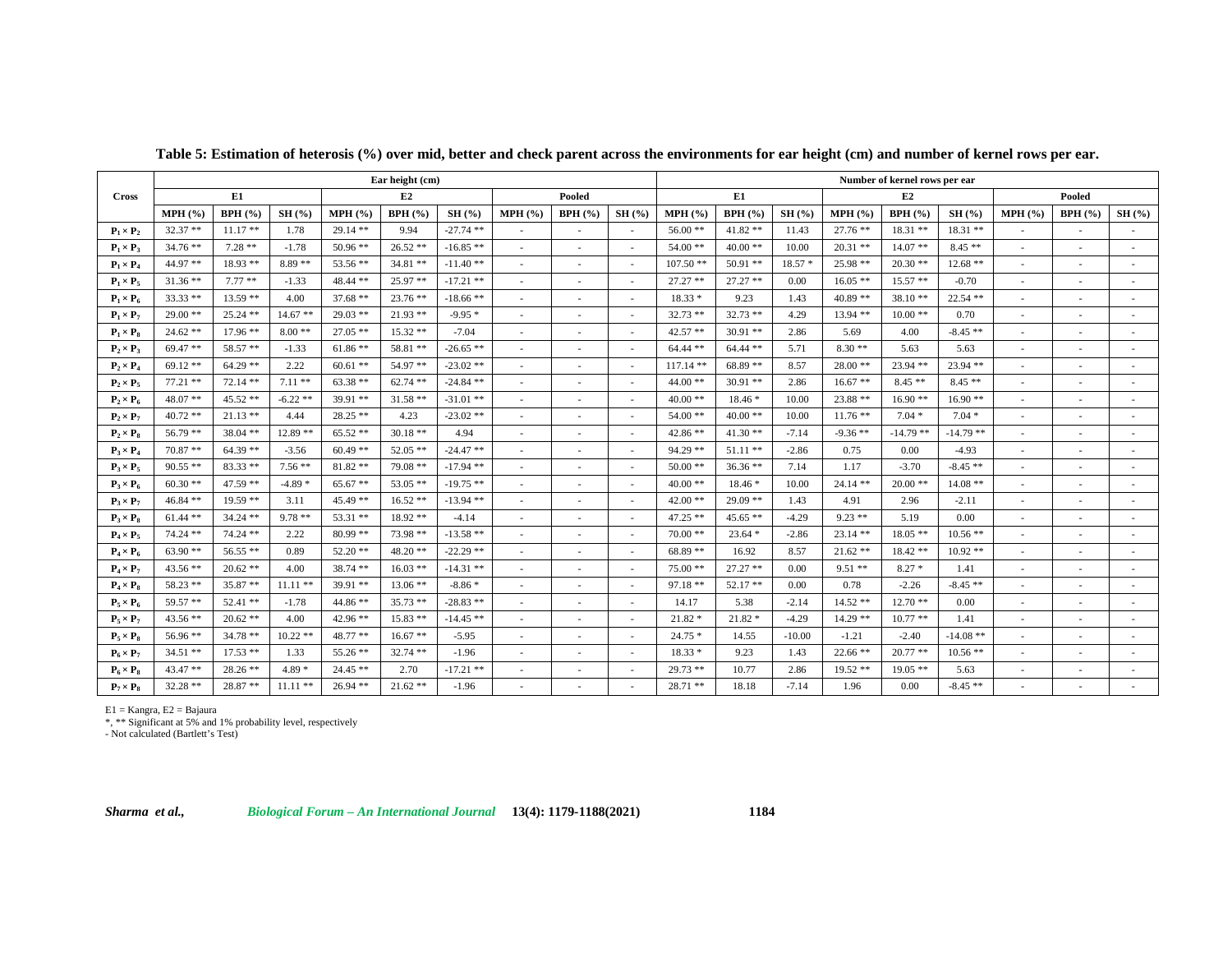**Table 5: Estimation of heterosis (%) over mid, better and check parent across the environments for ear height (cm) and number of kernel rows per ear.**

| Cross | Ear height (cm) | | | | | | | | | Number of kernel rows per ear | | | | | | | | |
|---|---|---|---|---|---|---|---|---|---|---|---|---|---|---|---|---|---|---|
| | E1 | | | E2 | | | Pooled | | | E1 | | | E2 | | | Pooled | | |
| | MPH (%) | BPH (%) | SH (%) | MPH (%) | BPH (%) | SH (%) | MPH (%) | BPH (%) | SH (%) | MPH (%) | BPH (%) | SH (%) | MPH (%) | BPH (%) | SH (%) | MPH (%) | BPH (%) | SH (%) |
| $P_1 \times P_2$ | 32.37 ** | 11.17 ** | 1.78 | 29.14 ** | 9.94 | -27.74 ** | - | - | - | 56.00 ** | 41.82 ** | 11.43 | 27.76 ** | 18.31 ** | 18.31 ** | - | - | - |
| $P_1 \times P_3$ | 34.76 ** | 7.28 ** | -1.78 | 50.96 ** | 26.52 ** | -16.85 ** | - | - | - | 54.00 ** | 40.00 ** | 10.00 | 20.31 ** | 14.07 ** | 8.45 ** | - | - | - |
| $P_1 \times P_4$ | 44.97 ** | 18.93 ** | 8.89 ** | 53.56 ** | 34.81 ** | -11.40 ** | - | - | - | 107.50 ** | 50.91 ** | 18.57 * | 25.98 ** | 20.30 ** | 12.68 ** | - | - | - |
| $P_1 \times P_5$ | 31.36 ** | 7.77 ** | -1.33 | 48.44 ** | 25.97 ** | -17.21 ** | - | - | - | 27.27 ** | 27.27 ** | 0.00 | 16.05 ** | 15.57 ** | -0.70 | - | - | - |
| $P_1 \times P_6$ | 33.33 ** | 13.59 ** | 4.00 | 37.68 ** | 23.76 ** | -18.66 ** | - | - | - | 18.33 * | 9.23 | 1.43 | 40.89 ** | 38.10 ** | 22.54 ** | - | - | - |
| $P_1 \times P_7$ | 29.00 ** | 25.24 ** | 14.67 ** | 29.03 ** | 21.93 ** | -9.95 * | - | - | - | 32.73 ** | 32.73 ** | 4.29 | 13.94 ** | 10.00 ** | 0.70 | - | - | - |
| $P_1 \times P_8$ | 24.62 ** | 17.96 ** | 8.00 ** | 27.05 ** | 15.32 ** | -7.04 | - | - | - | 42.57 ** | 30.91 ** | 2.86 | 5.69 | 4.00 | -8.45 ** | - | - | - |
| $P_2 \times P_3$ | 69.47 ** | 58.57 ** | -1.33 | 61.86 ** | 58.81 ** | -26.65 ** | - | - | - | 64.44 ** | 64.44 ** | 5.71 | 8.30 ** | 5.63 | 5.63 | - | - | - |
| $P_2 \times P_4$ | 69.12 ** | 64.29 ** | 2.22 | 60.61 ** | 54.97 ** | -23.02 ** | - | - | - | 117.14 ** | 68.89 ** | 8.57 | 28.00 ** | 23.94 ** | 23.94 ** | - | - | - |
| $P_2 \times P_5$ | 77.21 ** | 72.14 ** | 7.11 ** | 63.38 ** | 62.74 ** | -24.84 ** | - | - | - | 44.00 ** | 30.91 ** | 2.86 | 16.67 ** | 8.45 ** | 8.45 ** | - | - | - |
| $P_2 \times P_6$ | 48.07 ** | 45.52 ** | -6.22 ** | 39.91 ** | 31.58 ** | -31.01 ** | - | - | - | 40.00 ** | 18.46 * | 10.00 | 23.88 ** | 16.90 ** | 16.90 ** | - | - | - |
| $P_2 \times P_7$ | 40.72 ** | 21.13 ** | 4.44 | 28.25 ** | 4.23 | -23.02 ** | - | - | - | 54.00 ** | 40.00 ** | 10.00 | 11.76 ** | 7.04 * | 7.04 * | - | - | - |
| $P_2 \times P_8$ | 56.79 ** | 38.04 ** | 12.89 ** | 65.52 ** | 30.18 ** | 4.94 | - | - | - | 42.86 ** | 41.30 ** | -7.14 | -9.36 ** | -14.79 ** | -14.79 ** | - | - | - |
| $P_3 \times P_4$ | 70.87 ** | 64.39 ** | -3.56 | 60.49 ** | 52.05 ** | -24.47 ** | - | - | - | 94.29 ** | 51.11 ** | -2.86 | 0.75 | 0.00 | -4.93 | - | - | - |
| $P_3 \times P_5$ | 90.55 ** | 83.33 ** | 7.56 ** | 81.82 ** | 79.08 ** | -17.94 ** | - | - | - | 50.00 ** | 36.36 ** | 7.14 | 1.17 | -3.70 | -8.45 ** | - | - | - |
| $P_3 \times P_6$ | 60.30 ** | 47.59 ** | -4.89 * | 65.67 ** | 53.05 ** | -19.75 ** | - | - | - | 40.00 ** | 18.46 * | 10.00 | 24.14 ** | 20.00 ** | 14.08 ** | - | - | - |
| $P_3 \times P_7$ | 46.84 ** | 19.59 ** | 3.11 | 45.49 ** | 16.52 ** | -13.94 ** | - | - | - | 42.00 ** | 29.09 ** | 1.43 | 4.91 | 2.96 | -2.11 | - | - | - |
| $P_3 \times P_8$ | 61.44 ** | 34.24 ** | 9.78 ** | 53.31 ** | 18.92 ** | -4.14 | - | - | - | 47.25 ** | 45.65 ** | -4.29 | 9.23 ** | 5.19 | 0.00 | - | - | - |
| $P_4 \times P_5$ | 74.24 ** | 74.24 ** | 2.22 | 80.99 ** | 73.98 ** | -13.58 ** | - | - | - | 70.00 ** | 23.64 * | -2.86 | 23.14 ** | 18.05 ** | 10.56 ** | - | - | - |
| $P_4 \times P_6$ | 63.90 ** | 56.55 ** | 0.89 | 52.20 ** | 48.20 ** | -22.29 ** | - | - | - | 68.89 ** | 16.92 | 8.57 | 21.62 ** | 18.42 ** | 10.92 ** | - | - | - |
| $P_4 \times P_7$ | 43.56 ** | 20.62 ** | 4.00 | 38.74 ** | 16.03 ** | -14.31 ** | - | - | - | 75.00 ** | 27.27 ** | 0.00 | 9.51 ** | 8.27 * | 1.41 | - | - | - |
| $P_4 \times P_8$ | 58.23 ** | 35.87 ** | 11.11 ** | 39.91 ** | 13.06 ** | -8.86 * | - | - | - | 97.18 ** | 52.17 ** | 0.00 | 0.78 | -2.26 | -8.45 ** | - | - | - |
| $P_5 \times P_6$ | 59.57 ** | 52.41 ** | -1.78 | 44.86 ** | 35.73 ** | -28.83 ** | - | - | - | 14.17 | 5.38 | -2.14 | 14.52 ** | 12.70 ** | 0.00 | - | - | - |
| $P_5 \times P_7$ | 43.56 ** | 20.62 ** | 4.00 | 42.96 ** | 15.83 ** | -14.45 ** | - | - | - | 21.82 * | 21.82 * | -4.29 | 14.29 ** | 10.77 ** | 1.41 | - | - | - |
| $P_5 \times P_8$ | 56.96 ** | 34.78 ** | 10.22 ** | 48.77 ** | 16.67 ** | -5.95 | - | - | - | 24.75 * | 14.55 | -10.00 | -1.21 | -2.40 | -14.08 ** | - | - | - |
| $P_6 \times P_7$ | 34.51 ** | 17.53 ** | 1.33 | 55.26 ** | 32.74 ** | -1.96 | - | - | - | 18.33 * | 9.23 | 1.43 | 22.66 ** | 20.77 ** | 10.56 ** | - | - | - |
| $P_6 \times P_8$ | 43.47 ** | 28.26 ** | 4.89 * | 24.45 ** | 2.70 | -17.21 ** | - | - | - | 29.73 ** | 10.77 | 2.86 | 19.52 ** | 19.05 ** | 5.63 | - | - | - |
| $P_7 \times P_8$ | 32.28 ** | 28.87 ** | 11.11 ** | 26.94 ** | 21.62 ** | -1.96 | - | - | - | 28.71 ** | 18.18 | -7.14 | 1.96 | 0.00 | -8.45 ** | - | - | - |

E1 = Kangra, E2 = Bajaura

*, ** Significant at 5% and 1% probability level, respectively

- Not calculated (Bartlett's Test)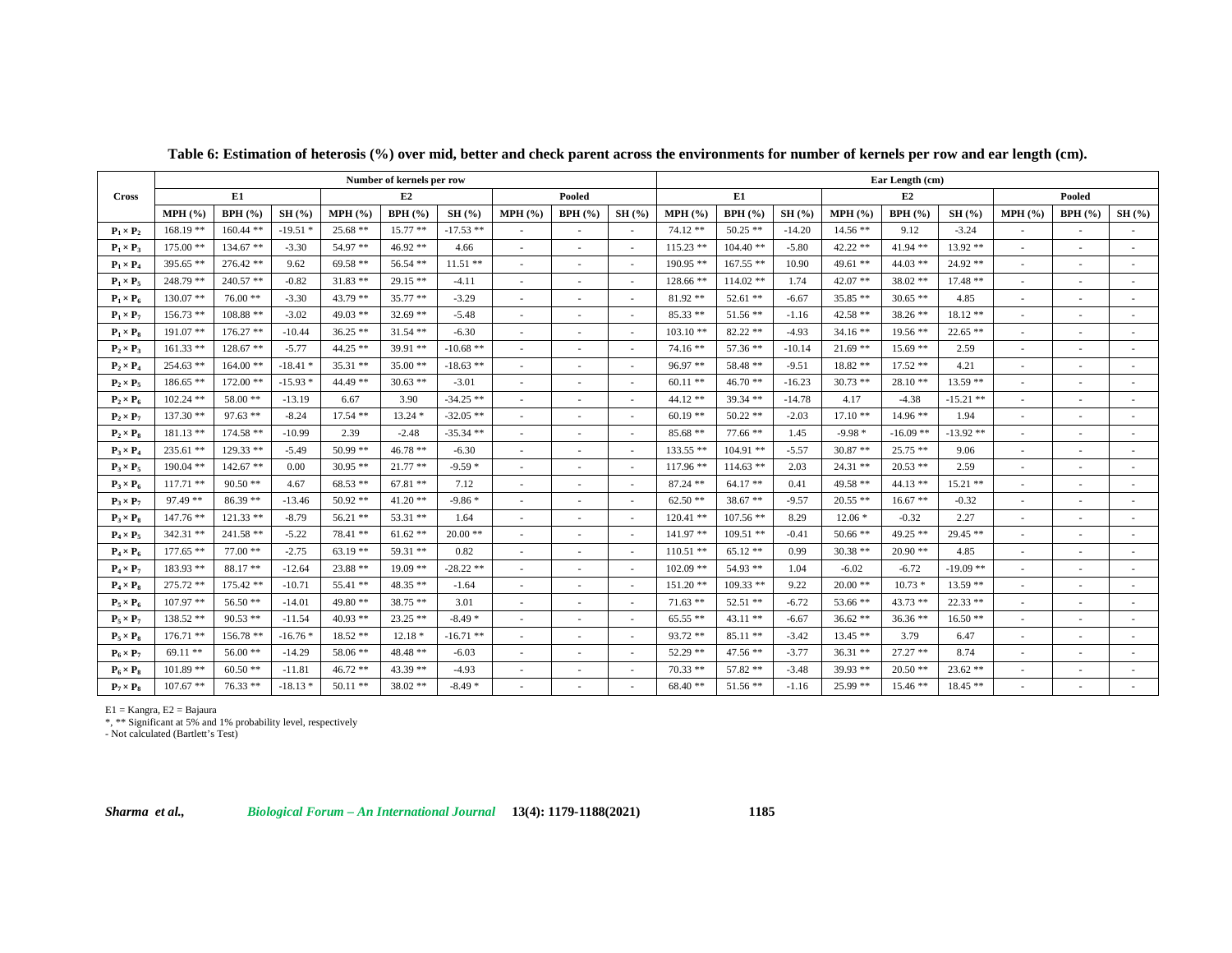**Table 6: Estimation of heterosis (%) over mid, better and check parent across the environments for number of kernels per row and ear length (cm).**

| Cross | Number of kernels per row | | | | | | | | | Ear Length (cm) | | | | | | | | |
|---|---|---|---|---|---|---|---|---|---|---|---|---|---|---|---|---|---|---|
| | E1 | | | E2 | | | Pooled | | | E1 | | | E2 | | | Pooled | | |
| | MPH (%) | BPH (%) | SH (%) | MPH (%) | BPH (%) | SH (%) | MPH (%) | BPH (%) | SH (%) | MPH (%) | BPH (%) | SH (%) | MPH (%) | BPH (%) | SH (%) | MPH (%) | BPH (%) | SH (%) |
| $P_1 \times P_2$ | 168.19 ** | 160.44 ** | -19.51 * | 25.68 ** | 15.77 ** | -17.53 ** | - | - | - | 74.12 ** | 50.25 ** | -14.20 | 14.56 ** | 9.12 | -3.24 | - | - | - |
| $P_1 \times P_3$ | 175.00 ** | 134.67 ** | -3.30 | 54.97 ** | 46.92 ** | 4.66 | - | - | - | 115.23 ** | 104.40 ** | -5.80 | 42.22 ** | 41.94 ** | 13.92 ** | - | - | - |
| $P_1 \times P_4$ | 395.65 ** | 276.42 ** | 9.62 | 69.58 ** | 56.54 ** | 11.51 ** | - | - | - | 190.95 ** | 167.55 ** | 10.90 | 49.61 ** | 44.03 ** | 24.92 ** | - | - | - |
| $P_1 \times P_5$ | 248.79 ** | 240.57 ** | -0.82 | 31.83 ** | 29.15 ** | -4.11 | - | - | - | 128.66 ** | 114.02 ** | 1.74 | 42.07 ** | 38.02 ** | 17.48 ** | - | - | - |
| $P_1 \times P_6$ | 130.07 ** | 76.00 ** | -3.30 | 43.79 ** | 35.77 ** | -3.29 | - | - | - | 81.92 ** | 52.61 ** | -6.67 | 35.85 ** | 30.65 ** | 4.85 | - | - | - |
| $P_1 \times P_7$ | 156.73 ** | 108.88 ** | -3.02 | 49.03 ** | 32.69 ** | -5.48 | - | - | - | 85.33 ** | 51.56 ** | -1.16 | 42.58 ** | 38.26 ** | 18.12 ** | - | - | - |
| $P_1 \times P_8$ | 191.07 ** | 176.27 ** | -10.44 | 36.25 ** | 31.54 ** | -6.30 | - | - | - | 103.10 ** | 82.22 ** | -4.93 | 34.16 ** | 19.56 ** | 22.65 ** | - | - | - |
| $P_2 \times P_3$ | 161.33 ** | 128.67 ** | -5.77 | 44.25 ** | 39.91 ** | -10.68 ** | - | - | - | 74.16 ** | 57.36 ** | -10.14 | 21.69 ** | 15.69 ** | 2.59 | - | - | - |
| $P_2 \times P_4$ | 254.63 ** | 164.00 ** | -18.41 * | 35.31 ** | 35.00 ** | -18.63 ** | - | - | - | 96.97 ** | 58.48 ** | -9.51 | 18.82 ** | 17.52 ** | 4.21 | - | - | - |
| $P_2 \times P_5$ | 186.65 ** | 172.00 ** | -15.93 * | 44.49 ** | 30.63 ** | -3.01 | - | - | - | 60.11 ** | 46.70 ** | -16.23 | 30.73 ** | 28.10 ** | 13.59 ** | - | - | - |
| $P_2 \times P_6$ | 102.24 ** | 58.00 ** | -13.19 | 6.67 | 3.90 | -34.25 ** | - | - | - | 44.12 ** | 39.34 ** | -14.78 | 4.17 | -4.38 | -15.21 ** | - | - | - |
| $P_2 \times P_7$ | 137.30 ** | 97.63 ** | -8.24 | 17.54 ** | 13.24 * | -32.05 ** | - | - | - | 60.19 ** | 50.22 ** | -2.03 | 17.10 ** | 14.96 ** | 1.94 | - | - | - |
| $P_2 \times P_8$ | 181.13 ** | 174.58 ** | -10.99 | 2.39 | -2.48 | -35.34 ** | - | - | - | 85.68 ** | 77.66 ** | 1.45 | -9.98 * | -16.09 ** | -13.92 ** | - | - | - |
| $P_3 \times P_4$ | 235.61 ** | 129.33 ** | -5.49 | 50.99 ** | 46.78 ** | -6.30 | - | - | - | 133.55 ** | 104.91 ** | -5.57 | 30.87 ** | 25.75 ** | 9.06 | - | - | - |
| $P_3 \times P_5$ | 190.04 ** | 142.67 ** | 0.00 | 30.95 ** | 21.77 ** | -9.59 * | - | - | - | 117.96 ** | 114.63 ** | 2.03 | 24.31 ** | 20.53 ** | 2.59 | - | - | - |
| $P_3 \times P_6$ | 117.71 ** | 90.50 ** | 4.67 | 68.53 ** | 67.81 ** | 7.12 | - | - | - | 87.24 ** | 64.17 ** | 0.41 | 49.58 ** | 44.13 ** | 15.21 ** | - | - | - |
| $P_3 \times P_7$ | 97.49 ** | 86.39 ** | -13.46 | 50.92 ** | 41.20 ** | -9.86 * | - | - | - | 62.50 ** | 38.67 ** | -9.57 | 20.55 ** | 16.67 ** | -0.32 | - | - | - |
| $P_3 \times P_8$ | 147.76 ** | 121.33 ** | -8.79 | 56.21 ** | 53.31 ** | 1.64 | - | - | - | 120.41 ** | 107.56 ** | 8.29 | 12.06 * | -0.32 | 2.27 | - | - | - |
| $P_4 \times P_5$ | 342.31 ** | 241.58 ** | -5.22 | 78.41 ** | 61.62 ** | 20.00 ** | - | - | - | 141.97 ** | 109.51 ** | -0.41 | 50.66 ** | 49.25 ** | 29.45 ** | - | - | - |
| $P_4 \times P_6$ | 177.65 ** | 77.00 ** | -2.75 | 63.19 ** | 59.31 ** | 0.82 | - | - | - | 110.51 ** | 65.12 ** | 0.99 | 30.38 ** | 20.90 ** | 4.85 | - | - | - |
| $P_4 \times P_7$ | 183.93 ** | 88.17 ** | -12.64 | 23.88 ** | 19.09 ** | -28.22 ** | - | - | - | 102.09 ** | 54.93 ** | 1.04 | -6.02 | -6.72 | -19.09 ** | - | - | - |
| $P_4 \times P_8$ | 275.72 ** | 175.42 ** | -10.71 | 55.41 ** | 48.35 ** | -1.64 | - | - | - | 151.20 ** | 109.33 ** | 9.22 | 20.00 ** | 10.73 * | 13.59 ** | - | - | - |
| $P_5 \times P_6$ | 107.97 ** | 56.50 ** | -14.01 | 49.80 ** | 38.75 ** | 3.01 | - | - | - | 71.63 ** | 52.51 ** | -6.72 | 53.66 ** | 43.73 ** | 22.33 ** | - | - | - |
| $P_5 \times P_7$ | 138.52 ** | 90.53 ** | -11.54 | 40.93 ** | 23.25 ** | -8.49 * | - | - | - | 65.55 ** | 43.11 ** | -6.67 | 36.62 ** | 36.36 ** | 16.50 ** | - | - | - |
| $P_5 \times P_8$ | 176.71 ** | 156.78 ** | -16.76 * | 18.52 ** | 12.18 * | -16.71 ** | - | - | - | 93.72 ** | 85.11 ** | -3.42 | 13.45 ** | 3.79 | 6.47 | - | - | - |
| $P_6 \times P_7$ | 69.11 ** | 56.00 ** | -14.29 | 58.06 ** | 48.48 ** | -6.03 | - | - | - | 52.29 ** | 47.56 ** | -3.77 | 36.31 ** | 27.27 ** | 8.74 | - | - | - |
| $P_6 \times P_8$ | 101.89 ** | 60.50 ** | -11.81 | 46.72 ** | 43.39 ** | -4.93 | - | - | - | 70.33 ** | 57.82 ** | -3.48 | 39.93 ** | 20.50 ** | 23.62 ** | - | - | - |
| $P_7 \times P_8$ | 107.67 ** | 76.33 ** | -18.13 * | 50.11 ** | 38.02 ** | -8.49 * | - | - | - | 68.40 ** | 51.56 ** | -1.16 | 25.99 ** | 15.46 ** | 18.45 ** | - | - | - |

E1 = Kangra, E2 = Bajaura

*, ** Significant at 5% and 1% probability level, respectively

- Not calculated (Bartlett's Test)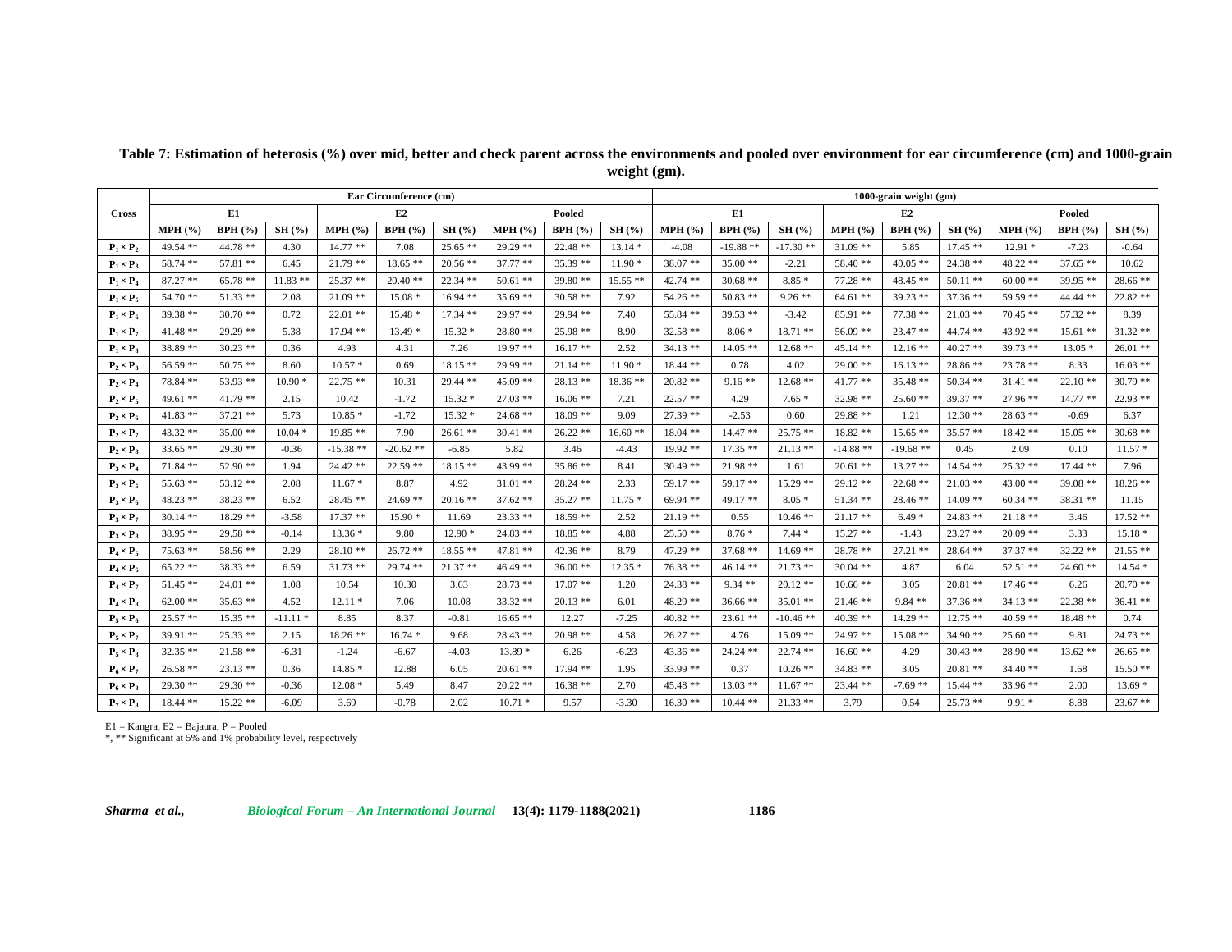**Table 7: Estimation of heterosis (%) over mid, better and check parent across the environments and pooled over environment for ear circumference (cm) and 1000-grain weight (gm).**

| Cross | Ear Circumference (cm) | | | | | | | | | 1000-grain weight (gm) | | | | | | | | |
|---|---|---|---|---|---|---|---|---|---|---|---|---|---|---|---|---|---|---|
| | E1 | | | E2 | | | Pooled | | | E1 | | | E2 | | | Pooled | | |
| | MPH (%) | BPH (%) | SH (%) | MPH (%) | BPH (%) | SH (%) | MPH (%) | BPH (%) | SH (%) | MPH (%) | BPH (%) | SH (%) | MPH (%) | BPH (%) | SH (%) | MPH (%) | BPH (%) | SH (%) |
| $P_1 \times P_2$ | 49.54 ** | 44.78 ** | 4.30 | 14.77 ** | 7.08 | 25.65 ** | 29.29 ** | 22.48 ** | 13.14 * | -4.08 | -19.88 ** | -17.30 ** | 31.09 ** | 5.85 | 17.45 ** | 12.91 * | -7.23 | -0.64 |
| $P_1 \times P_3$ | 58.74 ** | 57.81 ** | 6.45 | 21.79 ** | 18.65 ** | 20.56 ** | 37.77 ** | 35.39 ** | 11.90 * | 38.07 ** | 35.00 ** | -2.21 | 58.40 ** | 40.05 ** | 24.38 ** | 48.22 ** | 37.65 ** | 10.62 |
| $P_1 \times P_4$ | 87.27 ** | 65.78 ** | 11.83 ** | 25.37 ** | 20.40 ** | 22.34 ** | 50.61 ** | 39.80 ** | 15.55 ** | 42.74 ** | 30.68 ** | 8.85 * | 77.28 ** | 48.45 ** | 50.11 ** | 60.00 ** | 39.95 ** | 28.66 ** |
| $P_1 \times P_5$ | 54.70 ** | 51.33 ** | 2.08 | 21.09 ** | 15.08 * | 16.94 ** | 35.69 ** | 30.58 ** | 7.92 | 54.26 ** | 50.83 ** | 9.26 ** | 64.61 ** | 39.23 ** | 37.36 ** | 59.59 ** | 44.44 ** | 22.82 ** |
| $P_1 \times P_6$ | 39.38 ** | 30.70 ** | 0.72 | 22.01 ** | 15.48 * | 17.34 ** | 29.97 ** | 29.94 ** | 7.40 | 55.84 ** | 39.53 ** | -3.42 | 85.91 ** | 77.38 ** | 21.03 ** | 70.45 ** | 57.32 ** | 8.39 |
| $P_1 \times P_7$ | 41.48 ** | 29.29 ** | 5.38 | 17.94 ** | 13.49 * | 15.32 * | 28.80 ** | 25.98 ** | 8.90 | 32.58 ** | 8.06 * | 18.71 ** | 56.09 ** | 23.47 ** | 44.74 ** | 43.92 ** | 15.61 ** | 31.32 ** |
| $P_1 \times P_8$ | 38.89 ** | 30.23 ** | 0.36 | 4.93 | 4.31 | 7.26 | 19.97 ** | 16.17 ** | 2.52 | 34.13 ** | 14.05 ** | 12.68 ** | 45.14 ** | 12.16 ** | 40.27 ** | 39.73 ** | 13.05 * | 26.01 ** |
| $P_2 \times P_3$ | 56.59 ** | 50.75 ** | 8.60 | 10.57 * | 0.69 | 18.15 ** | 29.99 ** | 21.14 ** | 11.90 * | 18.44 ** | 0.78 | 4.02 | 29.00 ** | 16.13 ** | 28.86 ** | 23.78 ** | 8.33 | 16.03 ** |
| $P_2 \times P_4$ | 78.84 ** | 53.93 ** | 10.90 * | 22.75 ** | 10.31 | 29.44 ** | 45.09 ** | 28.13 ** | 18.36 ** | 20.82 ** | 9.16 ** | 12.68 ** | 41.77 ** | 35.48 ** | 50.34 ** | 31.41 ** | 22.10 ** | 30.79 ** |
| $P_2 \times P_5$ | 49.61 ** | 41.79 ** | 2.15 | 10.42 | -1.72 | 15.32 * | 27.03 ** | 16.06 ** | 7.21 | 22.57 ** | 4.29 | 7.65 * | 32.98 ** | 25.60 ** | 39.37 ** | 27.96 ** | 14.77 ** | 22.93 ** |
| $P_2 \times P_6$ | 41.83 ** | 37.21 ** | 5.73 | 10.85 * | -1.72 | 15.32 * | 24.68 ** | 18.09 ** | 9.09 | 27.39 ** | -2.53 | 0.60 | 29.88 ** | 1.21 | 12.30 ** | 28.63 ** | -0.69 | 6.37 |
| $P_2 \times P_7$ | 43.32 ** | 35.00 ** | 10.04 * | 19.85 ** | 7.90 | 26.61 ** | 30.41 ** | 26.22 ** | 16.60 ** | 18.04 ** | 14.47 ** | 25.75 ** | 18.82 ** | 15.65 ** | 35.57 ** | 18.42 ** | 15.05 ** | 30.68 ** |
| $P_2 \times P_8$ | 33.65 ** | 29.30 ** | -0.36 | -15.38 ** | -20.62 ** | -6.85 | 5.82 | 3.46 | -4.43 | 19.92 ** | 17.35 ** | 21.13 ** | -14.88 ** | -19.68 ** | 0.45 | 2.09 | 0.10 | 11.57 * |
| $P_3 \times P_4$ | 71.84 ** | 52.90 ** | 1.94 | 24.42 ** | 22.59 ** | 18.15 ** | 43.99 ** | 35.86 ** | 8.41 | 30.49 ** | 21.98 ** | 1.61 | 20.61 ** | 13.27 ** | 14.54 ** | 25.32 ** | 17.44 ** | 7.96 |
| $P_3 \times P_5$ | 55.63 ** | 53.12 ** | 2.08 | 11.67 * | 8.87 | 4.92 | 31.01 ** | 28.24 ** | 2.33 | 59.17 ** | 59.17 ** | 15.29 ** | 29.12 ** | 22.68 ** | 21.03 ** | 43.00 ** | 39.08 ** | 18.26 ** |
| $P_3 \times P_6$ | 48.23 ** | 38.23 ** | 6.52 | 28.45 ** | 24.69 ** | 20.16 ** | 37.62 ** | 35.27 ** | 11.75 * | 69.94 ** | 49.17 ** | 8.05 * | 51.34 ** | 28.46 ** | 14.09 ** | 60.34 ** | 38.31 ** | 11.15 |
| $P_3 \times P_7$ | 30.14 ** | 18.29 ** | -3.58 | 17.37 ** | 15.90 * | 11.69 | 23.33 ** | 18.59 ** | 2.52 | 21.19 ** | 0.55 | 10.46 ** | 21.17 ** | 6.49 * | 24.83 ** | 21.18 ** | 3.46 | 17.52 ** |
| $P_3 \times P_8$ | 38.95 ** | 29.58 ** | -0.14 | 13.36 * | 9.80 | 12.90 * | 24.83 ** | 18.85 ** | 4.88 | 25.50 ** | 8.76 * | 7.44 * | 15.27 ** | -1.43 | 23.27 ** | 20.09 ** | 3.33 | 15.18 * |
| $P_4 \times P_5$ | 75.63 ** | 58.56 ** | 2.29 | 28.10 ** | 26.72 ** | 18.55 ** | 47.81 ** | 42.36 ** | 8.79 | 47.29 ** | 37.68 ** | 14.69 ** | 28.78 ** | 27.21 ** | 28.64 ** | 37.37 ** | 32.22 ** | 21.55 ** |
| $P_4 \times P_6$ | 65.22 ** | 38.33 ** | 6.59 | 31.73 ** | 29.74 ** | 21.37 ** | 46.49 ** | 36.00 ** | 12.35 * | 76.38 ** | 46.14 ** | 21.73 ** | 30.04 ** | 4.87 | 6.04 | 52.51 ** | 24.60 ** | 14.54 * |
| $P_4 \times P_7$ | 51.45 ** | 24.01 ** | 1.08 | 10.54 | 10.30 | 3.63 | 28.73 ** | 17.07 ** | 1.20 | 24.38 ** | 9.34 ** | 20.12 ** | 10.66 ** | 3.05 | 20.81 ** | 17.46 ** | 6.26 | 20.70 ** |
| $P_4 \times P_8$ | 62.00 ** | 35.63 ** | 4.52 | 12.11 * | 7.06 | 10.08 | 33.32 ** | 20.13 ** | 6.01 | 48.29 ** | 36.66 ** | 35.01 ** | 21.46 ** | 9.84 ** | 37.36 ** | 34.13 ** | 22.38 ** | 36.41 ** |
| $P_5 \times P_6$ | 25.57 ** | 15.35 ** | -11.11 * | 8.85 | 8.37 | -0.81 | 16.65 ** | 12.27 | -7.25 | 40.82 ** | 23.61 ** | -10.46 ** | 40.39 ** | 14.29 ** | 12.75 ** | 40.59 ** | 18.48 ** | 0.74 |
| $P_5 \times P_7$ | 39.91 ** | 25.33 ** | 2.15 | 18.26 ** | 16.74 * | 9.68 | 28.43 ** | 20.98 ** | 4.58 | 26.27 ** | 4.76 | 15.09 ** | 24.97 ** | 15.08 ** | 34.90 ** | 25.60 ** | 9.81 | 24.73 ** |
| $P_5 \times P_8$ | 32.35 ** | 21.58 ** | -6.31 | -1.24 | -6.67 | -4.03 | 13.89 * | 6.26 | -6.23 | 43.36 ** | 24.24 ** | 22.74 ** | 16.60 ** | 4.29 | 30.43 ** | 28.90 ** | 13.62 ** | 26.65 ** |
| $P_6 \times P_7$ | 26.58 ** | 23.13 ** | 0.36 | 14.85 * | 12.88 | 6.05 | 20.61 ** | 17.94 ** | 1.95 | 33.99 ** | 0.37 | 10.26 ** | 34.83 ** | 3.05 | 20.81 ** | 34.40 ** | 1.68 | 15.50 ** |
| $P_6 \times P_8$ | 29.30 ** | 29.30 ** | -0.36 | 12.08 * | 5.49 | 8.47 | 20.22 ** | 16.38 ** | 2.70 | 45.48 ** | 13.03 ** | 11.67 ** | 23.44 ** | -7.69 ** | 15.44 ** | 33.96 ** | 2.00 | 13.69 * |
| $P_7 \times P_8$ | 18.44 ** | 15.22 ** | -6.09 | 3.69 | -0.78 | 2.02 | 10.71 * | 9.57 | -3.30 | 16.30 ** | 10.44 ** | 21.33 ** | 3.79 | 0.54 | 25.73 ** | 9.91 * | 8.88 | 23.67 ** |

E1 = Kangra, E2 = Bajaura, P = Pooled

*, ** Significant at 5% and 1% probability level, respectively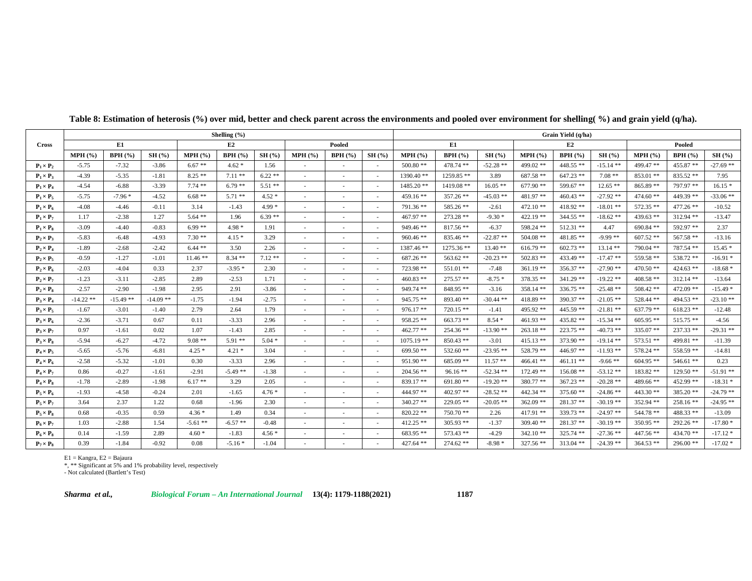**Table 8: Estimation of heterosis (%) over mid, better and check parent across the environments and pooled over environment for shelling( %) and grain yield (q/ha).**

| Cross | Shelling (%) | | | | | | | | | Grain Yield (q/ha) | | | | | | | | |
|---|---|---|---|---|---|---|---|---|---|---|---|---|---|---|---|---|---|---|
| | E1 | | | E2 | | | Pooled | | | E1 | | | E2 | | | Pooled | | |
| | MPH (%) | BPH (%) | SH (%) | MPH (%) | BPH (%) | SH (%) | MPH (%) | BPH (%) | SH (%) | MPH (%) | BPH (%) | SH (%) | MPH (%) | BPH (%) | SH (%) | MPH (%) | BPH (%) | SH (%) |
| $P_1 \times P_2$ | -5.75 | -7.32 | -3.86 | 6.67 ** | 4.62 * | 1.56 | - | - | - | 500.80 ** | 478.74 ** | -52.28 ** | 499.02 ** | 448.55 ** | -15.14 ** | 499.47 ** | 455.87 ** | -27.69 ** |
| $P_1 \times P_3$ | -4.39 | -5.35 | -1.81 | 8.25 ** | 7.11 ** | 6.22 ** | - | - | - | 1390.40 ** | 1259.85 ** | 3.89 | 687.58 ** | 647.23 ** | 7.08 ** | 853.01 ** | 835.52 ** | 7.95 |
| $P_1 \times P_4$ | -4.54 | -6.88 | -3.39 | 7.74 ** | 6.79 ** | 5.51 ** | - | - | - | 1485.20 ** | 1419.08 ** | 16.05 ** | 677.90 ** | 599.67 ** | 12.65 ** | 865.89 ** | 797.97 ** | 16.15 * |
| $P_1 \times P_5$ | -5.75 | -7.96 * | -4.52 | 6.68 ** | 5.71 ** | 4.52 * | - | - | - | 459.16 ** | 357.26 ** | -45.03 ** | 481.97 ** | 460.43 ** | -27.92 ** | 474.60 ** | 449.39 ** | -33.06 ** |
| $P_1 \times P_6$ | -4.08 | -4.46 | -0.11 | 3.14 | -1.43 | 4.99 * | - | - | - | 791.36 ** | 585.26 ** | -2.61 | 472.10 ** | 418.92 ** | -18.01 ** | 572.35 ** | 477.26 ** | -10.52 |
| $P_1 \times P_7$ | 1.17 | -2.38 | 1.27 | 5.64 ** | 1.96 | 6.39 ** | - | - | - | 467.97 ** | 273.28 ** | -9.30 * | 422.19 ** | 344.55 ** | -18.62 ** | 439.63 ** | 312.94 ** | -13.47 |
| $P_1 \times P_8$ | -3.09 | -4.40 | -0.83 | 6.99 ** | 4.98 * | 1.91 | - | - | - | 949.46 ** | 817.56 ** | -6.37 | 598.24 ** | 512.31 ** | 4.47 | 690.84 ** | 592.97 ** | 2.37 |
| $P_2 \times P_3$ | -5.83 | -6.48 | -4.93 | 7.30 ** | 4.15 * | 3.29 | - | - | - | 960.46 ** | 835.46 ** | -22.87 ** | 504.08 ** | 481.85 ** | -9.99 ** | 607.52 ** | 567.58 ** | -13.16 |
| $P_2 \times P_4$ | -1.89 | -2.68 | -2.42 | 6.44 ** | 3.50 | 2.26 | - | - | - | 1387.46 ** | 1275.36 ** | 13.40 ** | 616.79 ** | 602.73 ** | 13.14 ** | 790.04 ** | 787.54 ** | 15.45 * |
| $P_2 \times P_5$ | -0.59 | -1.27 | -1.01 | 11.46 ** | 8.34 ** | 7.12 ** | - | - | - | 687.26 ** | 563.62 ** | -20.23 ** | 502.83 ** | 433.49 ** | -17.47 ** | 559.58 ** | 538.72 ** | -16.91 * |
| $P_2 \times P_6$ | -2.03 | -4.04 | 0.33 | 2.37 | -3.95 * | 2.30 | - | - | - | 723.98 ** | 551.01 ** | -7.48 | 361.19 ** | 356.37 ** | -27.90 ** | 470.50 ** | 424.63 ** | -18.68 * |
| $P_2 \times P_7$ | -1.23 | -3.11 | -2.85 | 2.89 | -2.53 | 1.71 | - | - | - | 460.83 ** | 275.57 ** | -8.75 * | 378.35 ** | 341.29 ** | -19.22 ** | 408.58 ** | 312.14 ** | -13.64 |
| $P_2 \times P_8$ | -2.57 | -2.90 | -1.98 | 2.95 | 2.91 | -3.86 | - | - | - | 949.74 ** | 848.95 ** | -3.16 | 358.14 ** | 336.75 ** | -25.48 ** | 508.42 ** | 472.09 ** | -15.49 * |
| $P_3 \times P_4$ | -14.22 ** | -15.49 ** | -14.09 ** | -1.75 | -1.94 | -2.75 | - | - | - | 945.75 ** | 893.40 ** | -30.44 ** | 418.89 ** | 390.37 ** | -21.05 ** | 528.44 ** | 494.53 ** | -23.10 ** |
| $P_3 \times P_5$ | -1.67 | -3.01 | -1.40 | 2.79 | 2.64 | 1.79 | - | - | - | 976.17 ** | 720.15 ** | -1.41 | 495.92 ** | 445.59 ** | -21.81 ** | 637.79 ** | 618.23 ** | -12.48 |
| $P_3 \times P_6$ | -2.36 | -3.71 | 0.67 | 0.11 | -3.33 | 2.96 | - | - | - | 958.25 ** | 663.73 ** | 8.54 * | 461.93 ** | 435.82 ** | -15.34 ** | 605.95 ** | 515.75 ** | -4.56 |
| $P_3 \times P_7$ | 0.97 | -1.61 | 0.02 | 1.07 | -1.43 | 2.85 | - | - | - | 462.77 ** | 254.36 ** | -13.90 ** | 263.18 ** | 223.75 ** | -40.73 ** | 335.07 ** | 237.33 ** | -29.31 ** |
| $P_3 \times P_8$ | -5.94 | -6.27 | -4.72 | 9.08 ** | 5.91 ** | 5.04 * | - | - | - | 1075.19 ** | 850.43 ** | -3.01 | 415.13 ** | 373.90 ** | -19.14 ** | 573.51 ** | 499.81 ** | -11.39 |
| $P_4 \times P_5$ | -5.65 | -5.76 | -6.81 | 4.25 * | 4.21 * | 3.04 | - | - | - | 699.50 ** | 532.60 ** | -23.95 ** | 528.79 ** | 446.97 ** | -11.93 ** | 578.24 ** | 558.59 ** | -14.81 |
| $P_4 \times P_6$ | -2.58 | -5.32 | -1.01 | 0.30 | -3.33 | 2.96 | - | - | - | 951.90 ** | 685.09 ** | 11.57 ** | 466.41 ** | 461.11 ** | -9.66 ** | 604.95 ** | 546.61 ** | 0.23 |
| $P_4 \times P_7$ | 0.86 | -0.27 | -1.61 | -2.91 | -5.49 ** | -1.38 | - | - | - | 204.56 ** | 96.16 ** | -52.34 ** | 172.49 ** | 156.08 ** | -53.12 ** | 183.82 ** | 129.50 ** | -51.91 ** |
| $P_4 \times P_8$ | -1.78 | -2.89 | -1.98 | 6.17 ** | 3.29 | 2.05 | - | - | - | 839.17 ** | 691.80 ** | -19.20 ** | 380.77 ** | 367.23 ** | -20.28 ** | 489.66 ** | 452.99 ** | -18.31 * |
| $P_5 \times P_6$ | -1.93 | -4.58 | -0.24 | 2.01 | -1.65 | 4.76 * | - | - | - | 444.97 ** | 402.97 ** | -28.52 ** | 442.34 ** | 375.60 ** | -24.86 ** | 443.30 ** | 385.20 ** | -24.79 ** |
| $P_5 \times P_7$ | 3.64 | 2.37 | 1.22 | 0.68 | -1.96 | 2.30 | - | - | - | 340.27 ** | 229.05 ** | -20.05 ** | 362.09 ** | 281.37 ** | -30.19 ** | 352.94 ** | 258.16 ** | -24.95 ** |
| $P_5 \times P_8$ | 0.68 | -0.35 | 0.59 | 4.36 * | 1.49 | 0.34 | - | - | - | 820.22 ** | 750.70 ** | 2.26 | 417.91 ** | 339.73 ** | -24.97 ** | 544.78 ** | 488.33 ** | -13.09 |
| $P_6 \times P_7$ | 1.03 | -2.88 | 1.54 | -5.61 ** | -6.57 ** | -0.48 | - | - | - | 412.25 ** | 305.93 ** | -1.37 | 309.40 ** | 281.37 ** | -30.19 ** | 350.95 ** | 292.26 ** | -17.80 * |
| $P_6 \times P_8$ | 0.14 | -1.59 | 2.89 | 4.60 * | -1.83 | 4.56 * | - | - | - | 683.95 ** | 573.43 ** | -4.29 | 342.10 ** | 325.74 ** | -27.36 ** | 447.56 ** | 434.70 ** | -17.12 * |
| $P_7 \times P_8$ | 0.39 | -1.84 | -0.92 | 0.08 | -5.16 * | -1.04 | - | - | - | 427.64 ** | 274.62 ** | -8.98 * | 327.56 ** | 313.04 ** | -24.39 ** | 364.53 ** | 296.00 ** | -17.02 * |

E1 = Kangra, E2 = Bajaura

*, ** Significant at 5% and 1% probability level, respectively

- Not calculated (Bartlett's Test)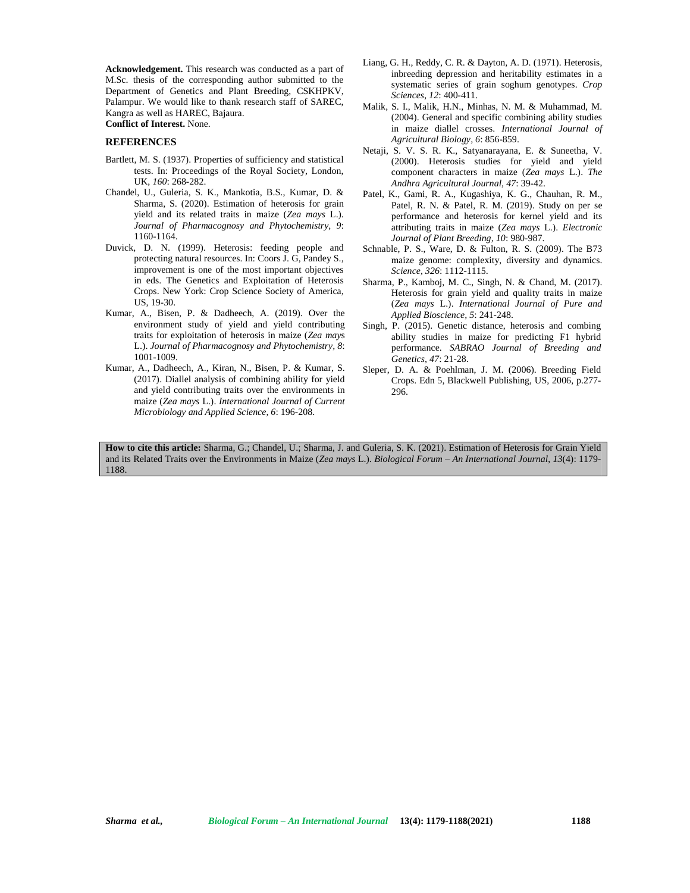**Acknowledgement.** This research was conducted as a part of M.Sc. thesis of the corresponding author submitted to the Department of Genetics and Plant Breeding, CSKHPKV, Palampur. We would like to thank research staff of SAREC, Kangra as well as HAREC, Bajaura.

**Conflict of Interest.** None.

## REFERENCES

Bartlett, M. S. (1937). Properties of sufficiency and statistical tests. In: Proceedings of the Royal Society, London, UK, *160*: 268-282.

Chandel, U., Guleria, S. K., Mankotia, B.S., Kumar, D. & Sharma, S. (2020). Estimation of heterosis for grain yield and its related traits in maize (*Zea mays* L.). *Journal of Pharmacognosy and Phytochemistry, 9*: 1160-1164.

Duvick, D. N. (1999). Heterosis: feeding people and protecting natural resources. In: Coors J. G, Pandey S., improvement is one of the most important objectives in eds. The Genetics and Exploitation of Heterosis Crops. New York: Crop Science Society of America, US, 19-30.

Kumar, A., Bisen, P. & Dadheech, A. (2019). Over the environment study of yield and yield contributing traits for exploitation of heterosis in maize (*Zea mays* L.). *Journal of Pharmacognosy and Phytochemistry, 8*: 1001-1009.

Kumar, A., Dadheech, A., Kiran, N., Bisen, P. & Kumar, S. (2017). Diallel analysis of combining ability for yield and yield contributing traits over the environments in maize (*Zea mays* L.). *International Journal of Current Microbiology and Applied Science, 6*: 196-208.

Liang, G. H., Reddy, C. R. & Dayton, A. D. (1971). Heterosis, inbreeding depression and heritability estimates in a systematic series of grain soghum genotypes. *Crop Sciences, 12*: 400-411.

Malik, S. I., Malik, H.N., Minhas, N. M. & Muhammad, M. (2004). General and specific combining ability studies in maize diallel crosses. *International Journal of Agricultural Biology, 6*: 856-859.

Netaji, S. V. S. R. K., Satyanarayana, E. & Suneetha, V. (2000). Heterosis studies for yield and yield component characters in maize (*Zea mays* L.). *The Andhra Agricultural Journal, 47*: 39-42.

Patel, K., Gami, R. A., Kugashiya, K. G., Chauhan, R. M., Patel, R. N. & Patel, R. M. (2019). Study on per se performance and heterosis for kernel yield and its attributing traits in maize (*Zea mays* L.). *Electronic Journal of Plant Breeding, 10*: 980-987.

Schnable, P. S., Ware, D. & Fulton, R. S. (2009). The B73 maize genome: complexity, diversity and dynamics. *Science, 326*: 1112-1115.

Sharma, P., Kamboj, M. C., Singh, N. & Chand, M. (2017). Heterosis for grain yield and quality traits in maize (*Zea mays* L.). *International Journal of Pure and Applied Bioscience, 5*: 241-248.

Singh, P. (2015). Genetic distance, heterosis and combing ability studies in maize for predicting F1 hybrid performance. *SABRAO Journal of Breeding and Genetics, 47*: 21-28.

Sleper, D. A. & Poehlman, J. M. (2006). Breeding Field Crops. Edn 5, Blackwell Publishing, US, 2006, p.277-296.

**How to cite this article:** Sharma, G.; Chandel, U.; Sharma, J. and Guleria, S. K. (2021). Estimation of Heterosis for Grain Yield and its Related Traits over the Environments in Maize (*Zea mays* L.). *Biological Forum – An International Journal, 13*(4): 1179-1188.